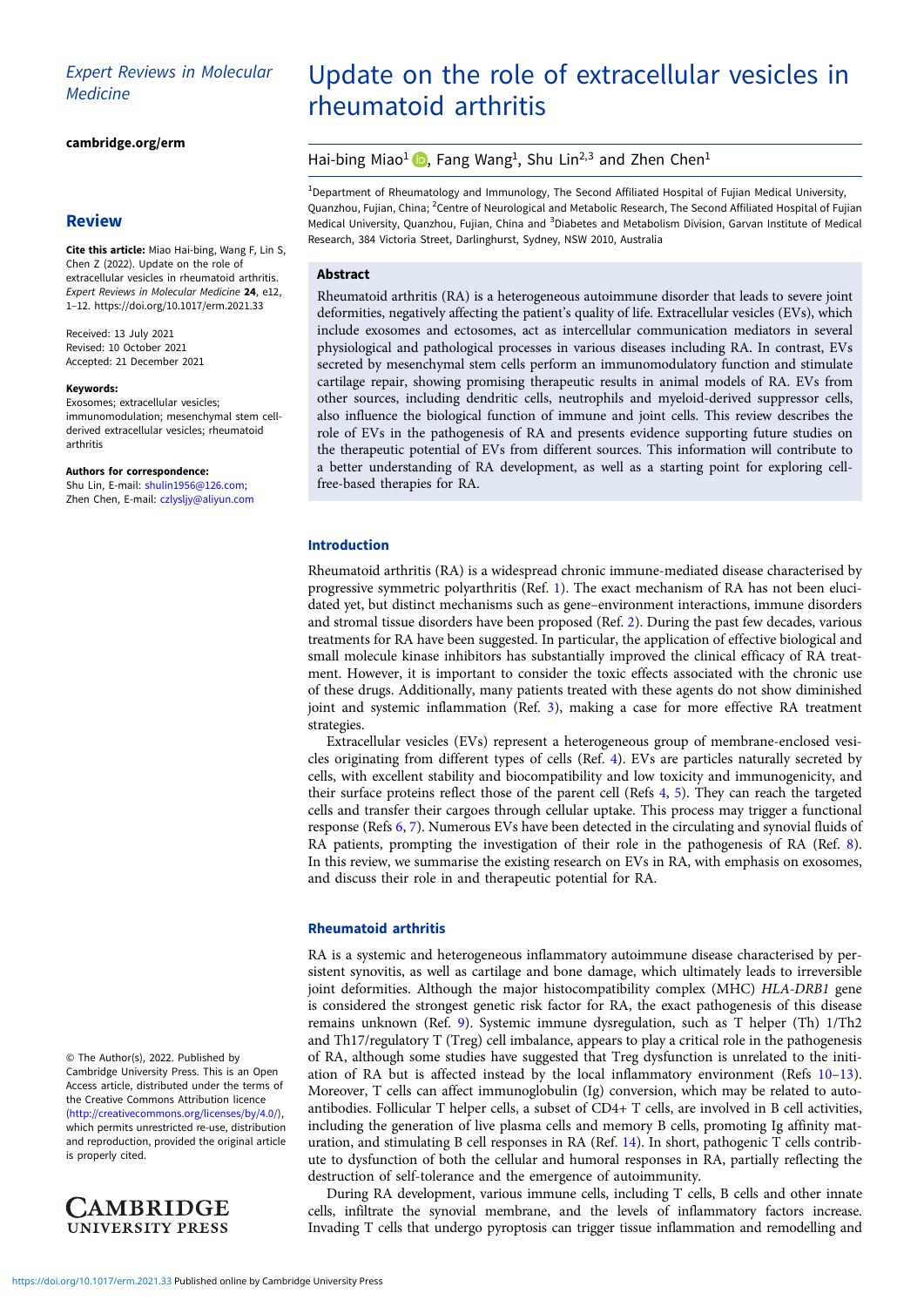Expert Reviews in Molecular Medicine

**cambridge.org/erm**

## Review

**Cite this article:** Miao Hai-bing, Wang F, Lin S, Chen Z (2022). Update on the role of extracellular vesicles in rheumatoid arthritis. *Expert Reviews in Molecular Medicine* **24**, e12, 1–12. https://doi.org/10.1017/erm.2021.33

Received: 13 July 2021
Revised: 10 October 2021
Accepted: 21 December 2021

**Keywords:**
Exosomes; extracellular vesicles; immunomodulation; mesenchymal stem cell-derived extracellular vesicles; rheumatoid arthritis

**Authors for correspondence:**
Shu Lin, E-mail: shulin1956@126.com;
Zhen Chen, E-mail: czlysljy@aliyun.com

© The Author(s), 2022. Published by Cambridge University Press. This is an Open Access article, distributed under the terms of the Creative Commons Attribution licence (http://creativecommons.org/licenses/by/4.0/), which permits unrestricted re-use, distribution and reproduction, provided the original article is properly cited.

# Update on the role of extracellular vesicles in rheumatoid arthritis

Hai-bing Miao[1], Fang Wang[1], Shu Lin[2,3] and Zhen Chen[1]

[1]Department of Rheumatology and Immunology, The Second Affiliated Hospital of Fujian Medical University, Quanzhou, Fujian, China; [2]Centre of Neurological and Metabolic Research, The Second Affiliated Hospital of Fujian Medical University, Quanzhou, Fujian, China and [3]Diabetes and Metabolism Division, Garvan Institute of Medical Research, 384 Victoria Street, Darlinghurst, Sydney, NSW 2010, Australia

### Abstract

Rheumatoid arthritis (RA) is a heterogeneous autoimmune disorder that leads to severe joint deformities, negatively affecting the patient's quality of life. Extracellular vesicles (EVs), which include exosomes and ectosomes, act as intercellular communication mediators in several physiological and pathological processes in various diseases including RA. In contrast, EVs secreted by mesenchymal stem cells perform an immunomodulatory function and stimulate cartilage repair, showing promising therapeutic results in animal models of RA. EVs from other sources, including dendritic cells, neutrophils and myeloid-derived suppressor cells, also influence the biological function of immune and joint cells. This review describes the role of EVs in the pathogenesis of RA and presents evidence supporting future studies on the therapeutic potential of EVs from different sources. This information will contribute to a better understanding of RA development, as well as a starting point for exploring cell-free-based therapies for RA.

## Introduction

Rheumatoid arthritis (RA) is a widespread chronic immune-mediated disease characterised by progressive symmetric polyarthritis (Ref. 1). The exact mechanism of RA has not been elucidated yet, but distinct mechanisms such as gene–environment interactions, immune disorders and stromal tissue disorders have been proposed (Ref. 2). During the past few decades, various treatments for RA have been suggested. In particular, the application of effective biological and small molecule kinase inhibitors has substantially improved the clinical efficacy of RA treatment. However, it is important to consider the toxic effects associated with the chronic use of these drugs. Additionally, many patients treated with these agents do not show diminished joint and systemic inflammation (Ref. 3), making a case for more effective RA treatment strategies.

Extracellular vesicles (EVs) represent a heterogeneous group of membrane-enclosed vesicles originating from different types of cells (Ref. 4). EVs are particles naturally secreted by cells, with excellent stability and biocompatibility and low toxicity and immunogenicity, and their surface proteins reflect those of the parent cell (Refs 4, 5). They can reach the targeted cells and transfer their cargoes through cellular uptake. This process may trigger a functional response (Refs 6, 7). Numerous EVs have been detected in the circulating and synovial fluids of RA patients, prompting the investigation of their role in the pathogenesis of RA (Ref. 8). In this review, we summarise the existing research on EVs in RA, with emphasis on exosomes, and discuss their role in and therapeutic potential for RA.

## Rheumatoid arthritis

RA is a systemic and heterogeneous inflammatory autoimmune disease characterised by persistent synovitis, as well as cartilage and bone damage, which ultimately leads to irreversible joint deformities. Although the major histocompatibility complex (MHC) *HLA-DRB1* gene is considered the strongest genetic risk factor for RA, the exact pathogenesis of this disease remains unknown (Ref. 9). Systemic immune dysregulation, such as T helper (Th) 1/Th2 and Th17/regulatory T (Treg) cell imbalance, appears to play a critical role in the pathogenesis of RA, although some studies have suggested that Treg dysfunction is unrelated to the initiation of RA but is affected instead by the local inflammatory environment (Refs 10–13). Moreover, T cells can affect immunoglobulin (Ig) conversion, which may be related to autoantibodies. Follicular T helper cells, a subset of CD4+ T cells, are involved in B cell activities, including the generation of live plasma cells and memory B cells, promoting Ig affinity maturation, and stimulating B cell responses in RA (Ref. 14). In short, pathogenic T cells contribute to dysfunction of both the cellular and humoral responses in RA, partially reflecting the destruction of self-tolerance and the emergence of autoimmunity.

During RA development, various immune cells, including T cells, B cells and other innate cells, infiltrate the synovial membrane, and the levels of inflammatory factors increase. Invading T cells that undergo pyroptosis can trigger tissue inflammation and remodelling and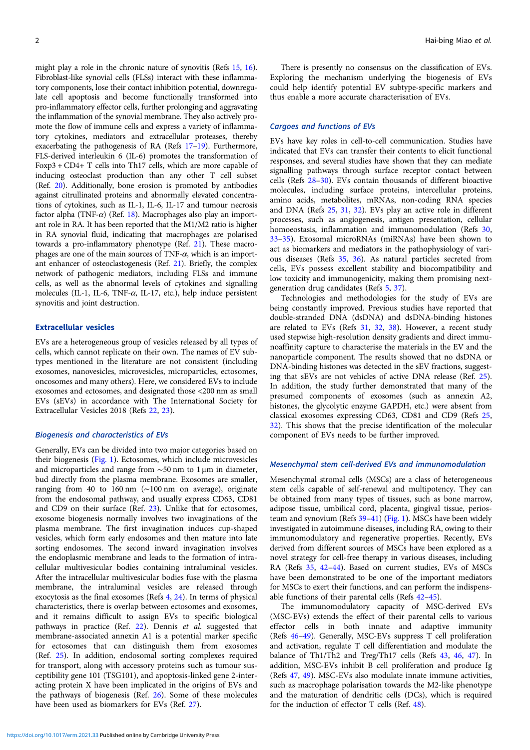might play a role in the chronic nature of synovitis (Refs 15, 16). Fibroblast-like synovial cells (FLSs) interact with these inflammatory components, lose their contact inhibition potential, downregulate cell apoptosis and become functionally transformed into pro-inflammatory effector cells, further prolonging and aggravating the inflammation of the synovial membrane. They also actively promote the flow of immune cells and express a variety of inflammatory cytokines, mediators and extracellular proteases, thereby exacerbating the pathogenesis of RA (Refs 17–19). Furthermore, FLS-derived interleukin 6 (IL-6) promotes the transformation of Foxp3 + CD4+ T cells into Th17 cells, which are more capable of inducing osteoclast production than any other T cell subset (Ref. 20). Additionally, bone erosion is promoted by antibodies against citrullinated proteins and abnormally elevated concentrations of cytokines, such as IL-1, IL-6, IL-17 and tumour necrosis factor alpha (TNF-$\alpha$) (Ref. 18). Macrophages also play an important role in RA. It has been reported that the M1/M2 ratio is higher in RA synovial fluid, indicating that macrophages are polarised towards a pro-inflammatory phenotype (Ref. 21). These macrophages are one of the main sources of TNF-$\alpha$, which is an important enhancer of osteoclastogenesis (Ref. 21). Briefly, the complex network of pathogenic mediators, including FLSs and immune cells, as well as the abnormal levels of cytokines and signalling molecules (IL-1, IL-6, TNF-$\alpha$, IL-17, etc.), help induce persistent synovitis and joint destruction.

## Extracellular vesicles

EVs are a heterogeneous group of vesicles released by all types of cells, which cannot replicate on their own. The names of EV subtypes mentioned in the literature are not consistent (including exosomes, nanovesicles, microvesicles, microparticles, ectosomes, oncosomes and many others). Here, we considered EVs to include exosomes and ectosomes, and designated those <200 nm as small EVs (sEVs) in accordance with The International Society for Extracellular Vesicles 2018 (Refs 22, 23).

### *Biogenesis and characteristics of EVs*

Generally, EVs can be divided into two major categories based on their biogenesis (Fig. 1). Ectosomes, which include microvesicles and microparticles and range from ~50 nm to 1 µm in diameter, bud directly from the plasma membrane. Exosomes are smaller, ranging from 40 to 160 nm (~100 nm on average), originate from the endosomal pathway, and usually express CD63, CD81 and CD9 on their surface (Ref. 23). Unlike that for ectosomes, exosome biogenesis normally involves two invaginations of the plasma membrane. The first invagination induces cup-shaped vesicles, which form early endosomes and then mature into late sorting endosomes. The second inward invagination involves the endoplasmic membrane and leads to the formation of intracellular multivesicular bodies containing intraluminal vesicles. After the intracellular multivesicular bodies fuse with the plasma membrane, the intraluminal vesicles are released through exocytosis as the final exosomes (Refs 4, 24). In terms of physical characteristics, there is overlap between ectosomes and exosomes, and it remains difficult to assign EVs to specific biological pathways in practice (Ref. 22). Dennis *et al.* suggested that membrane-associated annexin A1 is a potential marker specific for ectosomes that can distinguish them from exosomes (Ref. 25). In addition, endosomal sorting complexes required for transport, along with accessory proteins such as tumour susceptibility gene 101 (TSG101), and apoptosis-linked gene 2-interacting protein X have been implicated in the origins of EVs and the pathways of biogenesis (Ref. 26). Some of these molecules have been used as biomarkers for EVs (Ref. 27).

There is presently no consensus on the classification of EVs. Exploring the mechanism underlying the biogenesis of EVs could help identify potential EV subtype-specific markers and thus enable a more accurate characterisation of EVs.

### *Cargoes and functions of EVs*

EVs have key roles in cell-to-cell communication. Studies have indicated that EVs can transfer their contents to elicit functional responses, and several studies have shown that they can mediate signalling pathways through surface receptor contact between cells (Refs 28–30). EVs contain thousands of different bioactive molecules, including surface proteins, intercellular proteins, amino acids, metabolites, mRNAs, non-coding RNA species and DNA (Refs 25, 31, 32). EVs play an active role in different processes, such as angiogenesis, antigen presentation, cellular homoeostasis, inflammation and immunomodulation (Refs 30, 33–35). Exosomal microRNAs (miRNAs) have been shown to act as biomarkers and mediators in the pathophysiology of various diseases (Refs 35, 36). As natural particles secreted from cells, EVs possess excellent stability and biocompatibility and low toxicity and immunogenicity, making them promising next-generation drug candidates (Refs 5, 37).

Technologies and methodologies for the study of EVs are being constantly improved. Previous studies have reported that double-stranded DNA (dsDNA) and dsDNA-binding histones are related to EVs (Refs 31, 32, 38). However, a recent study used stepwise high-resolution density gradients and direct immunoaffinity capture to characterise the materials in the EV and the nanoparticle component. The results showed that no dsDNA or DNA-binding histones was detected in the sEV fractions, suggesting that sEVs are not vehicles of active DNA release (Ref. 25). In addition, the study further demonstrated that many of the presumed components of exosomes (such as annexin A2, histones, the glycolytic enzyme GAPDH, etc.) were absent from classical exosomes expressing CD63, CD81 and CD9 (Refs 25, 32). This shows that the precise identification of the molecular component of EVs needs to be further improved.

### *Mesenchymal stem cell-derived EVs and immunomodulation*

Mesenchymal stromal cells (MSCs) are a class of heterogeneous stem cells capable of self-renewal and multipotency. They can be obtained from many types of tissues, such as bone marrow, adipose tissue, umbilical cord, placenta, gingival tissue, periosteum and synovium (Refs 39–41) (Fig. 1). MSCs have been widely investigated in autoimmune diseases, including RA, owing to their immunomodulatory and regenerative properties. Recently, EVs derived from different sources of MSCs have been explored as a novel strategy for cell-free therapy in various diseases, including RA (Refs 35, 42–44). Based on current studies, EVs of MSCs have been demonstrated to be one of the important mediators for MSCs to exert their functions, and can perform the indispensable functions of their parental cells (Refs 42–45).

The immunomodulatory capacity of MSC-derived EVs (MSC-EVs) extends the effect of their parental cells to various effector cells in both innate and adaptive immunity (Refs 46–49). Generally, MSC-EVs suppress T cell proliferation and activation, regulate T cell differentiation and modulate the balance of Th1/Th2 and Treg/Th17 cells (Refs 43, 46, 47). In addition, MSC-EVs inhibit B cell proliferation and produce Ig (Refs 47, 49). MSC-EVs also modulate innate immune activities, such as macrophage polarisation towards the M2-like phenotype and the maturation of dendritic cells (DCs), which is required for the induction of effector T cells (Ref. 48).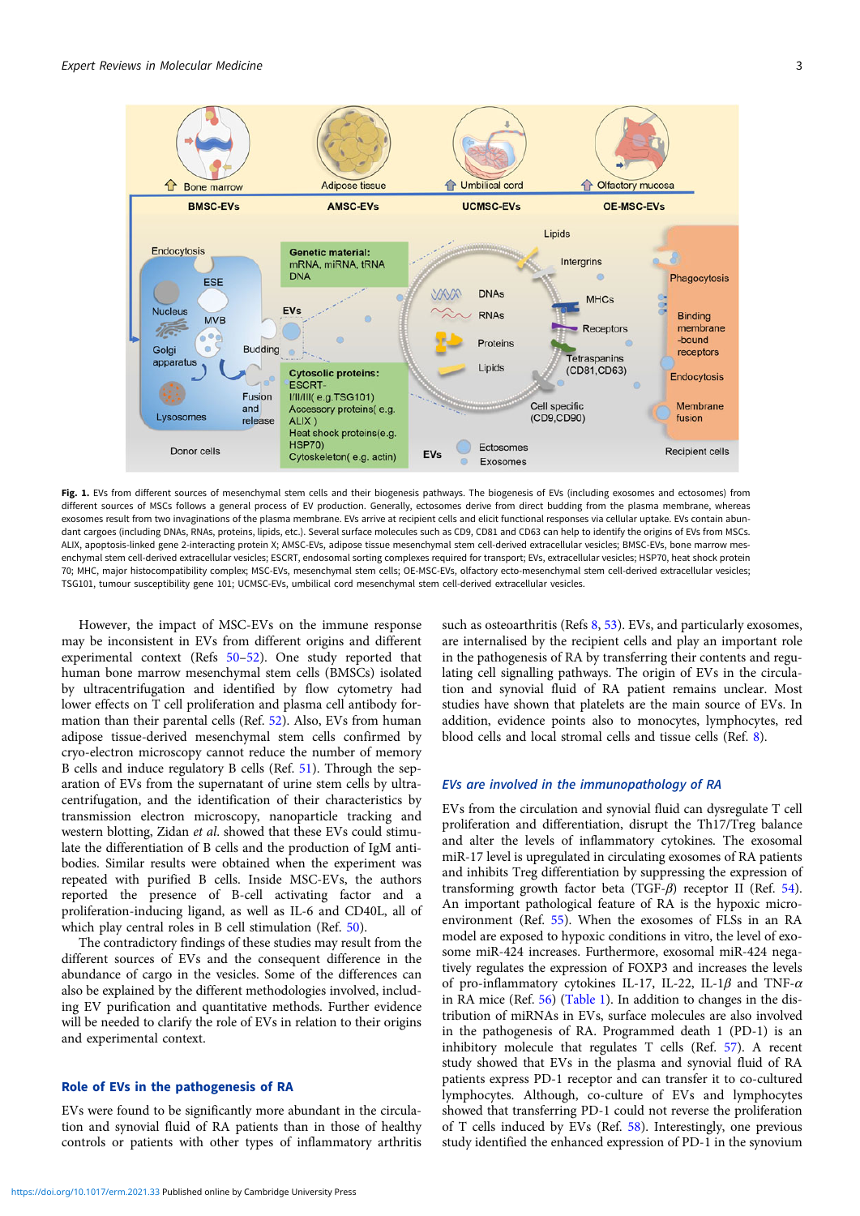Bone marrow
Adipose tissue
Umbilical cord
Olfactory mucosa
BMSC-EVs
AMSC-EVs
UCMSC-EVs
OE-MSC-EVs
Endocytosis
ESE
Nucleus
MVB
Golgi apparatus
Budding
Lysosomes
Fusion and release
Donor cells
Genetic material: mRNA, miRNA, tRNA DNA
EVs
Cytosolic proteins: ESCRT-I/II/III( e.g.TSG101) Accessory proteins( e.g. ALIX ) Heat shock proteins(e.g. HSP70) Cytoskeleton( e.g. actin)
EVs
Lipids
Intergrins
DNAs
RNAs
Proteins
Lipids
MHCs
Receptors
Tetraspanins (CD81,CD63)
Cell specific (CD9,CD90)
Ectosomes
Exosomes
Phagocytosis
Binding membrane -bound receptors
Endocytosis
Membrane fusion
Recipient cells

**Fig. 1.** EVs from different sources of mesenchymal stem cells and their biogenesis pathways. The biogenesis of EVs (including exosomes and ectosomes) from different sources of MSCs follows a general process of EV production. Generally, ectosomes derive from direct budding from the plasma membrane, whereas exosomes result from two invaginations of the plasma membrane. EVs arrive at recipient cells and elicit functional responses via cellular uptake. EVs contain abundant cargoes (including DNAs, RNAs, proteins, lipids, etc.). Several surface molecules such as CD9, CD81 and CD63 can help to identify the origins of EVs from MSCs. ALIX, apoptosis-linked gene 2-interacting protein X; AMSC-EVs, adipose tissue mesenchymal stem cell-derived extracellular vesicles; BMSC-EVs, bone marrow mesenchymal stem cell-derived extracellular vesicles; ESCRT, endosomal sorting complexes required for transport; EVs, extracellular vesicles; HSP70, heat shock protein 70; MHC, major histocompatibility complex; MSC-EVs, mesenchymal stem cells; OE-MSC-EVs, olfactory ecto-mesenchymal stem cell-derived extracellular vesicles; TSG101, tumour susceptibility gene 101; UCMSC-EVs, umbilical cord mesenchymal stem cell-derived extracellular vesicles.

However, the impact of MSC-EVs on the immune response may be inconsistent in EVs from different origins and different experimental context (Refs 50–52). One study reported that human bone marrow mesenchymal stem cells (BMSCs) isolated by ultracentrifugation and identified by flow cytometry had lower effects on T cell proliferation and plasma cell antibody formation than their parental cells (Ref. 52). Also, EVs from human adipose tissue-derived mesenchymal stem cells confirmed by cryo-electron microscopy cannot reduce the number of memory B cells and induce regulatory B cells (Ref. 51). Through the separation of EVs from the supernatant of urine stem cells by ultracentrifugation, and the identification of their characteristics by transmission electron microscopy, nanoparticle tracking and western blotting, Zidan *et al.* showed that these EVs could stimulate the differentiation of B cells and the production of IgM antibodies. Similar results were obtained when the experiment was repeated with purified B cells. Inside MSC-EVs, the authors reported the presence of B-cell activating factor and a proliferation-inducing ligand, as well as IL-6 and CD40L, all of which play central roles in B cell stimulation (Ref. 50).

The contradictory findings of these studies may result from the different sources of EVs and the consequent difference in the abundance of cargo in the vesicles. Some of the differences can also be explained by the different methodologies involved, including EV purification and quantitative methods. Further evidence will be needed to clarify the role of EVs in relation to their origins and experimental context.

## Role of EVs in the pathogenesis of RA

EVs were found to be significantly more abundant in the circulation and synovial fluid of RA patients than in those of healthy controls or patients with other types of inflammatory arthritis such as osteoarthritis (Refs 8, 53). EVs, and particularly exosomes, are internalised by the recipient cells and play an important role in the pathogenesis of RA by transferring their contents and regulating cell signalling pathways. The origin of EVs in the circulation and synovial fluid of RA patient remains unclear. Most studies have shown that platelets are the main source of EVs. In addition, evidence points also to monocytes, lymphocytes, red blood cells and local stromal cells and tissue cells (Ref. 8).

### *EVs are involved in the immunopathology of RA*

EVs from the circulation and synovial fluid can dysregulate T cell proliferation and differentiation, disrupt the Th17/Treg balance and alter the levels of inflammatory cytokines. The exosomal miR-17 level is upregulated in circulating exosomes of RA patients and inhibits Treg differentiation by suppressing the expression of transforming growth factor beta (TGF-$\beta$) receptor II (Ref. 54). An important pathological feature of RA is the hypoxic microenvironment (Ref. 55). When the exosomes of FLSs in an RA model are exposed to hypoxic conditions in vitro, the level of exosome miR-424 increases. Furthermore, exosomal miR-424 negatively regulates the expression of FOXP3 and increases the levels of pro-inflammatory cytokines IL-17, IL-22, IL-1$\beta$ and TNF-$\alpha$ in RA mice (Ref. 56) (Table 1). In addition to changes in the distribution of miRNAs in EVs, surface molecules are also involved in the pathogenesis of RA. Programmed death 1 (PD-1) is an inhibitory molecule that regulates T cells (Ref. 57). A recent study showed that EVs in the plasma and synovial fluid of RA patients express PD-1 receptor and can transfer it to co-cultured lymphocytes. Although, co-culture of EVs and lymphocytes showed that transferring PD-1 could not reverse the proliferation of T cells induced by EVs (Ref. 58). Interestingly, one previous study identified the enhanced expression of PD-1 in the synovium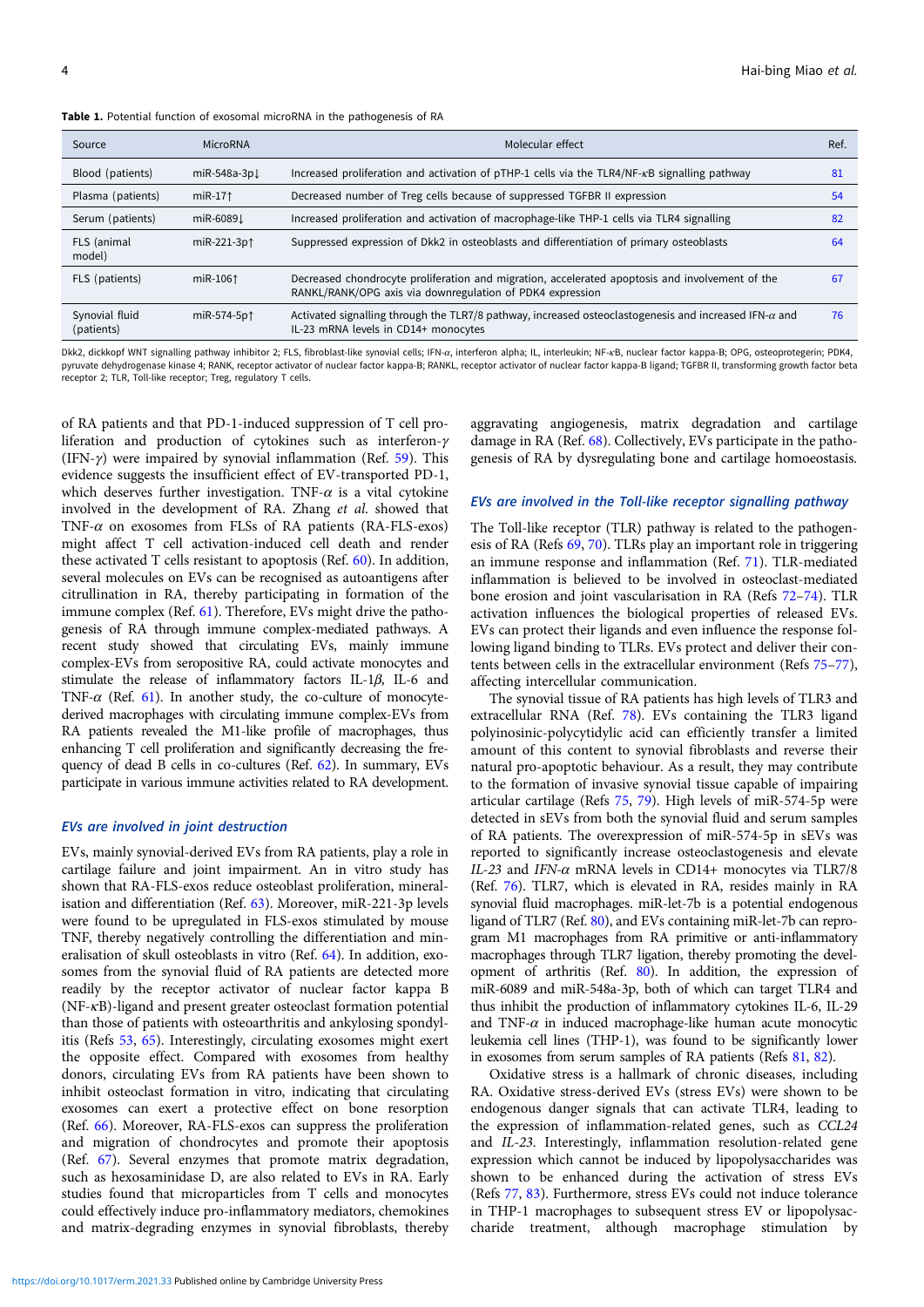**Table 1.** Potential function of exosomal microRNA in the pathogenesis of RA

| Source | MicroRNA | Molecular effect | Ref. |
|---|---|---|---|
| Blood (patients) | miR-548a-3p↓ | Increased proliferation and activation of pTHP-1 cells via the TLR4/NF-κB signalling pathway | 81 |
| Plasma (patients) | miR-17↑ | Decreased number of Treg cells because of suppressed TGFBR II expression | 54 |
| Serum (patients) | miR-6089↓ | Increased proliferation and activation of macrophage-like THP-1 cells via TLR4 signalling | 82 |
| FLS (animal model) | miR-221-3p↑ | Suppressed expression of Dkk2 in osteoblasts and differentiation of primary osteoblasts | 64 |
| FLS (patients) | miR-106↑ | Decreased chondrocyte proliferation and migration, accelerated apoptosis and involvement of the RANKL/RANK/OPG axis via downregulation of PDK4 expression | 67 |
| Synovial fluid (patients) | miR-574-5p↑ | Activated signalling through the TLR7/8 pathway, increased osteoclastogenesis and increased IFN-α and IL-23 mRNA levels in CD14+ monocytes | 76 |

Dkk2, dickkopf WNT signalling pathway inhibitor 2; FLS, fibroblast-like synovial cells; IFN-α, interferon alpha; IL, interleukin; NF-κB, nuclear factor kappa-B; OPG, osteoprotegerin; PDK4, pyruvate dehydrogenase kinase 4; RANK, receptor activator of nuclear factor kappa-B; RANKL, receptor activator of nuclear factor kappa-B ligand; TGFBR II, transforming growth factor beta receptor 2; TLR, Toll-like receptor; Treg, regulatory T cells.

of RA patients and that PD-1-induced suppression of T cell proliferation and production of cytokines such as interferon-γ (IFN-γ) were impaired by synovial inflammation (Ref. 59). This evidence suggests the insufficient effect of EV-transported PD-1, which deserves further investigation. TNF-α is a vital cytokine involved in the development of RA. Zhang *et al.* showed that TNF-α on exosomes from FLSs of RA patients (RA-FLS-exos) might affect T cell activation-induced cell death and render these activated T cells resistant to apoptosis (Ref. 60). In addition, several molecules on EVs can be recognised as autoantigens after citrullination in RA, thereby participating in formation of the immune complex (Ref. 61). Therefore, EVs might drive the pathogenesis of RA through immune complex-mediated pathways. A recent study showed that circulating EVs, mainly immune complex-EVs from seropositive RA, could activate monocytes and stimulate the release of inflammatory factors IL-1β, IL-6 and TNF-α (Ref. 61). In another study, the co-culture of monocyte-derived macrophages with circulating immune complex-EVs from RA patients revealed the M1-like profile of macrophages, thus enhancing T cell proliferation and significantly decreasing the frequency of dead B cells in co-cultures (Ref. 62). In summary, EVs participate in various immune activities related to RA development.

### EVs are involved in joint destruction

EVs, mainly synovial-derived EVs from RA patients, play a role in cartilage failure and joint impairment. An in vitro study has shown that RA-FLS-exos reduce osteoblast proliferation, mineralisation and differentiation (Ref. 63). Moreover, miR-221-3p levels were found to be upregulated in FLS-exos stimulated by mouse TNF, thereby negatively controlling the differentiation and mineralisation of skull osteoblasts in vitro (Ref. 64). In addition, exosomes from the synovial fluid of RA patients are detected more readily by the receptor activator of nuclear factor kappa B (NF-κB)-ligand and present greater osteoclast formation potential than those of patients with osteoarthritis and ankylosing spondylitis (Refs 53, 65). Interestingly, circulating exosomes might exert the opposite effect. Compared with exosomes from healthy donors, circulating EVs from RA patients have been shown to inhibit osteoclast formation in vitro, indicating that circulating exosomes can exert a protective effect on bone resorption (Ref. 66). Moreover, RA-FLS-exos can suppress the proliferation and migration of chondrocytes and promote their apoptosis (Ref. 67). Several enzymes that promote matrix degradation, such as hexosaminidase D, are also related to EVs in RA. Early studies found that microparticles from T cells and monocytes could effectively induce pro-inflammatory mediators, chemokines and matrix-degrading enzymes in synovial fibroblasts, thereby aggravating angiogenesis, matrix degradation and cartilage damage in RA (Ref. 68). Collectively, EVs participate in the pathogenesis of RA by dysregulating bone and cartilage homoeostasis.

### EVs are involved in the Toll-like receptor signalling pathway

The Toll-like receptor (TLR) pathway is related to the pathogenesis of RA (Refs 69, 70). TLRs play an important role in triggering an immune response and inflammation (Ref. 71). TLR-mediated inflammation is believed to be involved in osteoclast-mediated bone erosion and joint vascularisation in RA (Refs 72–74). TLR activation influences the biological properties of released EVs. EVs can protect their ligands and even influence the response following ligand binding to TLRs. EVs protect and deliver their contents between cells in the extracellular environment (Refs 75–77), affecting intercellular communication.

The synovial tissue of RA patients has high levels of TLR3 and extracellular RNA (Ref. 78). EVs containing the TLR3 ligand polyinosinic-polycytidylic acid can efficiently transfer a limited amount of this content to synovial fibroblasts and reverse their natural pro-apoptotic behaviour. As a result, they may contribute to the formation of invasive synovial tissue capable of impairing articular cartilage (Refs 75, 79). High levels of miR-574-5p were detected in sEVs from both the synovial fluid and serum samples of RA patients. The overexpression of miR-574-5p in sEVs was reported to significantly increase osteoclastogenesis and elevate *IL-23* and *IFN-α* mRNA levels in CD14+ monocytes via TLR7/8 (Ref. 76). TLR7, which is elevated in RA, resides mainly in RA synovial fluid macrophages. miR-let-7b is a potential endogenous ligand of TLR7 (Ref. 80), and EVs containing miR-let-7b can reprogram M1 macrophages from RA primitive or anti-inflammatory macrophages through TLR7 ligation, thereby promoting the development of arthritis (Ref. 80). In addition, the expression of miR-6089 and miR-548a-3p, both of which can target TLR4 and thus inhibit the production of inflammatory cytokines IL-6, IL-29 and TNF-α in induced macrophage-like human acute monocytic leukemia cell lines (THP-1), was found to be significantly lower in exosomes from serum samples of RA patients (Refs 81, 82).

Oxidative stress is a hallmark of chronic diseases, including RA. Oxidative stress-derived EVs (stress EVs) were shown to be endogenous danger signals that can activate TLR4, leading to the expression of inflammation-related genes, such as *CCL24* and *IL-23*. Interestingly, inflammation resolution-related gene expression which cannot be induced by lipopolysaccharides was shown to be enhanced during the activation of stress EVs (Refs 77, 83). Furthermore, stress EVs could not induce tolerance in THP-1 macrophages to subsequent stress EV or lipopolysaccharide treatment, although macrophage stimulation by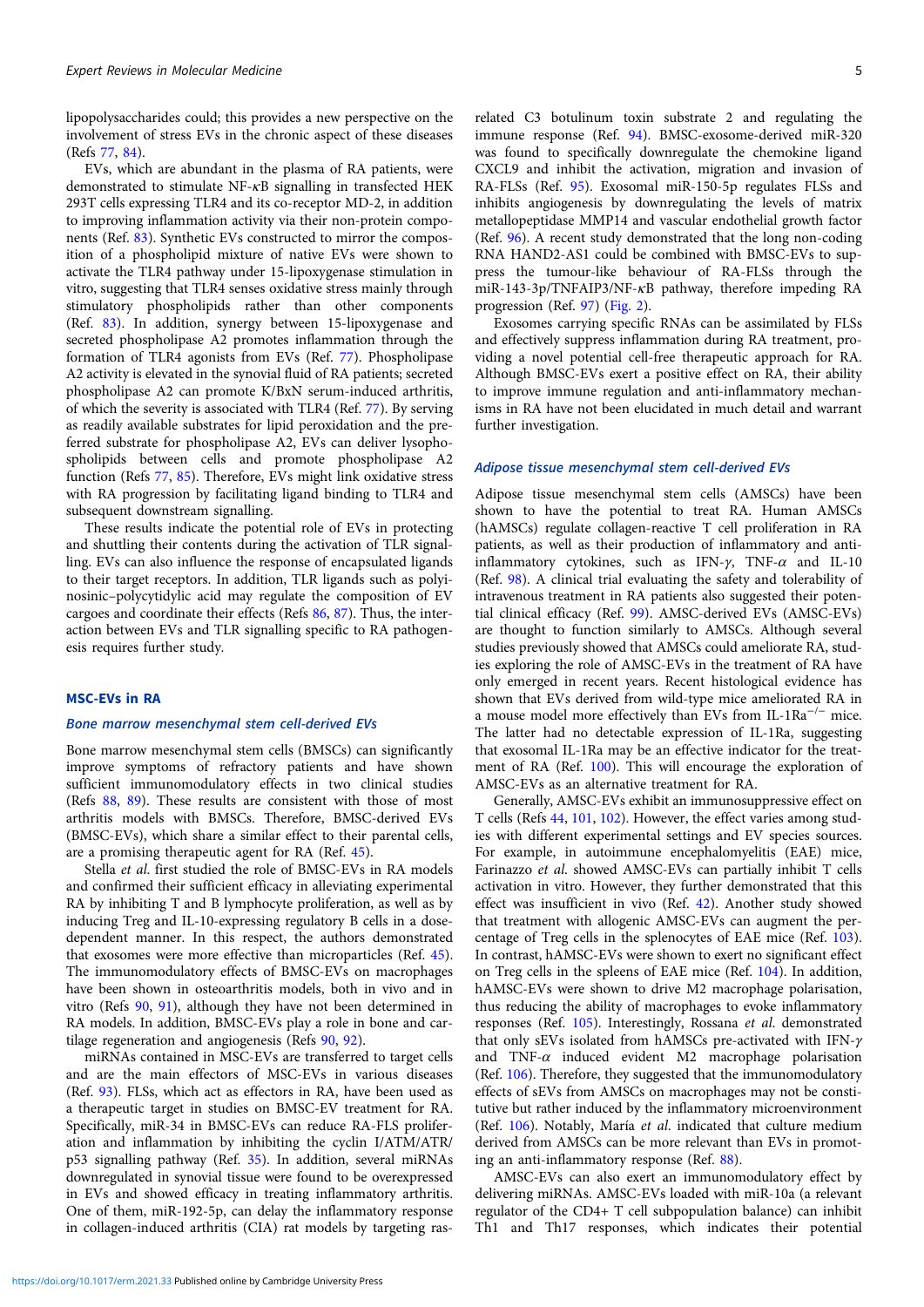lipopolysaccharides could; this provides a new perspective on the involvement of stress EVs in the chronic aspect of these diseases (Refs 77, 84).

EVs, which are abundant in the plasma of RA patients, were demonstrated to stimulate NF-κB signalling in transfected HEK 293T cells expressing TLR4 and its co-receptor MD-2, in addition to improving inflammation activity via their non-protein components (Ref. 83). Synthetic EVs constructed to mirror the composition of a phospholipid mixture of native EVs were shown to activate the TLR4 pathway under 15-lipoxygenase stimulation in vitro, suggesting that TLR4 senses oxidative stress mainly through stimulatory phospholipids rather than other components (Ref. 83). In addition, synergy between 15-lipoxygenase and secreted phospholipase A2 promotes inflammation through the formation of TLR4 agonists from EVs (Ref. 77). Phospholipase A2 activity is elevated in the synovial fluid of RA patients; secreted phospholipase A2 can promote K/BxN serum-induced arthritis, of which the severity is associated with TLR4 (Ref. 77). By serving as readily available substrates for lipid peroxidation and the preferred substrate for phospholipase A2, EVs can deliver lysophospholipids between cells and promote phospholipase A2 function (Refs 77, 85). Therefore, EVs might link oxidative stress with RA progression by facilitating ligand binding to TLR4 and subsequent downstream signalling.

These results indicate the potential role of EVs in protecting and shuttling their contents during the activation of TLR signalling. EVs can also influence the response of encapsulated ligands to their target receptors. In addition, TLR ligands such as polyinosinic–polycytidylic acid may regulate the composition of EV cargoes and coordinate their effects (Refs 86, 87). Thus, the interaction between EVs and TLR signalling specific to RA pathogenesis requires further study.

## MSC-EVs in RA

### *Bone marrow mesenchymal stem cell-derived EVs*

Bone marrow mesenchymal stem cells (BMSCs) can significantly improve symptoms of refractory patients and have shown sufficient immunomodulatory effects in two clinical studies (Refs 88, 89). These results are consistent with those of most arthritis models with BMSCs. Therefore, BMSC-derived EVs (BMSC-EVs), which share a similar effect to their parental cells, are a promising therapeutic agent for RA (Ref. 45).

Stella *et al.* first studied the role of BMSC-EVs in RA models and confirmed their sufficient efficacy in alleviating experimental RA by inhibiting T and B lymphocyte proliferation, as well as by inducing Treg and IL-10-expressing regulatory B cells in a dose-dependent manner. In this respect, the authors demonstrated that exosomes were more effective than microparticles (Ref. 45). The immunomodulatory effects of BMSC-EVs on macrophages have been shown in osteoarthritis models, both in vivo and in vitro (Refs 90, 91), although they have not been determined in RA models. In addition, BMSC-EVs play a role in bone and cartilage regeneration and angiogenesis (Refs 90, 92).

miRNAs contained in MSC-EVs are transferred to target cells and are the main effectors of MSC-EVs in various diseases (Ref. 93). FLSs, which act as effectors in RA, have been used as a therapeutic target in studies on BMSC-EV treatment for RA. Specifically, miR-34 in BMSC-EVs can reduce RA-FLS proliferation and inflammation by inhibiting the cyclin I/ATM/ATR/p53 signalling pathway (Ref. 35). In addition, several miRNAs downregulated in synovial tissue were found to be overexpressed in EVs and showed efficacy in treating inflammatory arthritis. One of them, miR-192-5p, can delay the inflammatory response in collagen-induced arthritis (CIA) rat models by targeting ras-related C3 botulinum toxin substrate 2 and regulating the immune response (Ref. 94). BMSC-exosome-derived miR-320 was found to specifically downregulate the chemokine ligand CXCL9 and inhibit the activation, migration and invasion of RA-FLSs (Ref. 95). Exosomal miR-150-5p regulates FLSs and inhibits angiogenesis by downregulating the levels of matrix metallopeptidase MMP14 and vascular endothelial growth factor (Ref. 96). A recent study demonstrated that the long non-coding RNA HAND2-AS1 could be combined with BMSC-EVs to suppress the tumour-like behaviour of RA-FLSs through the miR-143-3p/TNFAIP3/NF-κB pathway, therefore impeding RA progression (Ref. 97) (Fig. 2).

Exosomes carrying specific RNAs can be assimilated by FLSs and effectively suppress inflammation during RA treatment, providing a novel potential cell-free therapeutic approach for RA. Although BMSC-EVs exert a positive effect on RA, their ability to improve immune regulation and anti-inflammatory mechanisms in RA have not been elucidated in much detail and warrant further investigation.

### *Adipose tissue mesenchymal stem cell-derived EVs*

Adipose tissue mesenchymal stem cells (AMSCs) have been shown to have the potential to treat RA. Human AMSCs (hAMSCs) regulate collagen-reactive T cell proliferation in RA patients, as well as their production of inflammatory and anti-inflammatory cytokines, such as IFN-γ, TNF-α and IL-10 (Ref. 98). A clinical trial evaluating the safety and tolerability of intravenous treatment in RA patients also suggested their potential clinical efficacy (Ref. 99). AMSC-derived EVs (AMSC-EVs) are thought to function similarly to AMSCs. Although several studies previously showed that AMSCs could ameliorate RA, studies exploring the role of AMSC-EVs in the treatment of RA have only emerged in recent years. Recent histological evidence has shown that EVs derived from wild-type mice ameliorated RA in a mouse model more effectively than EVs from IL-1Ra$^{-/-}$ mice. The latter had no detectable expression of IL-1Ra, suggesting that exosomal IL-1Ra may be an effective indicator for the treatment of RA (Ref. 100). This will encourage the exploration of AMSC-EVs as an alternative treatment for RA.

Generally, AMSC-EVs exhibit an immunosuppressive effect on T cells (Refs 44, 101, 102). However, the effect varies among studies with different experimental settings and EV species sources. For example, in autoimmune encephalomyelitis (EAE) mice, Farinazzo *et al.* showed AMSC-EVs can partially inhibit T cells activation in vitro. However, they further demonstrated that this effect was insufficient in vivo (Ref. 42). Another study showed that treatment with allogenic AMSC-EVs can augment the percentage of Treg cells in the splenocytes of EAE mice (Ref. 103). In contrast, hAMSC-EVs were shown to exert no significant effect on Treg cells in the spleens of EAE mice (Ref. 104). In addition, hAMSC-EVs were shown to drive M2 macrophage polarisation, thus reducing the ability of macrophages to evoke inflammatory responses (Ref. 105). Interestingly, Rossana *et al.* demonstrated that only sEVs isolated from hAMSCs pre-activated with IFN-γ and TNF-α induced evident M2 macrophage polarisation (Ref. 106). Therefore, they suggested that the immunomodulatory effects of sEVs from AMSCs on macrophages may not be constitutive but rather induced by the inflammatory microenvironment (Ref. 106). Notably, María *et al.* indicated that culture medium derived from AMSCs can be more relevant than EVs in promoting an anti-inflammatory response (Ref. 88).

AMSC-EVs can also exert an immunomodulatory effect by delivering miRNAs. AMSC-EVs loaded with miR-10a (a relevant regulator of the CD4+ T cell subpopulation balance) can inhibit Th1 and Th17 responses, which indicates their potential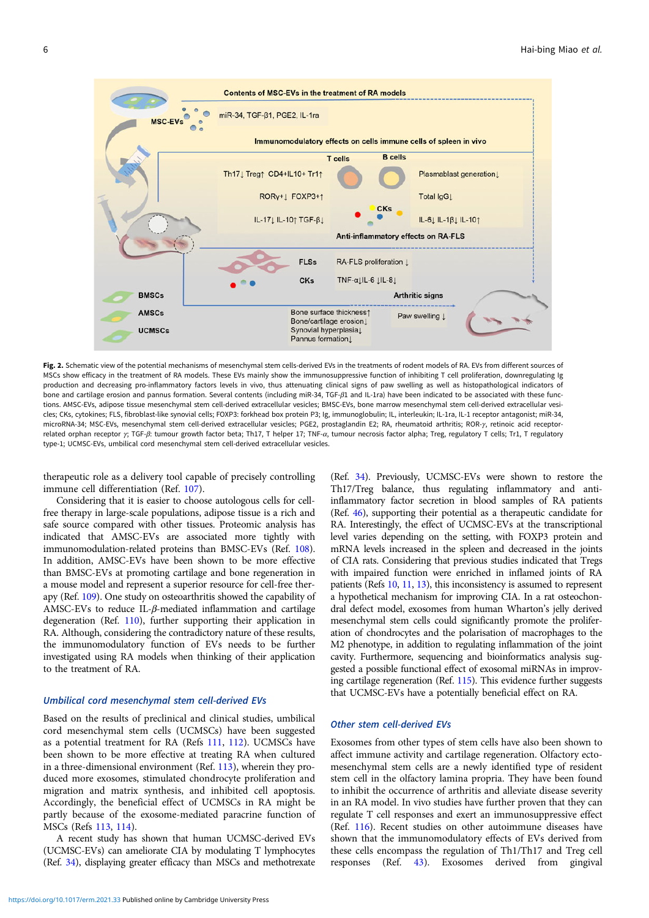Fig. 2. Schematic view of the potential mechanisms of mesenchymal stem cells-derived EVs in the treatments of rodent models of RA. EVs from different sources of MSCs show efficacy in the treatment of RA models. These EVs mainly show the immunosuppressive function of inhibiting T cell proliferation, downregulating Ig production and decreasing pro-inflammatory factors levels in vivo, thus attenuating clinical signs of paw swelling as well as histopathological indicators of bone and cartilage erosion and pannus formation. Several contents (including miR-34, TGF-$\beta$1 and IL-1ra) have been indicated to be associated with these functions. AMSC-EVs, adipose tissue mesenchymal stem cell-derived extracellular vesicles; BMSC-EVs, bone marrow mesenchymal stem cell-derived extracellular vesicles; CKs, cytokines; FLS, fibroblast-like synovial cells; FOXP3: forkhead box protein P3; Ig, immunoglobulin; IL, interleukin; IL-1ra, IL-1 receptor antagonist; miR-34, microRNA-34; MSC-EVs, mesenchymal stem cell-derived extracellular vesicles; PGE2, prostaglandin E2; RA, rheumatoid arthritis; ROR-$\gamma$, retinoic acid receptor-related orphan receptor $\gamma$; TGF-$\beta$: tumour growth factor beta; Th17, T helper 17; TNF-$\alpha$, tumour necrosis factor alpha; Treg, regulatory T cells; Tr1, T regulatory type-1; UCMSC-EVs, umbilical cord mesenchymal stem cell-derived extracellular vesicles.

therapeutic role as a delivery tool capable of precisely controlling immune cell differentiation (Ref. 107).

Considering that it is easier to choose autologous cells for cell-free therapy in large-scale populations, adipose tissue is a rich and safe source compared with other tissues. Proteomic analysis has indicated that AMSC-EVs are associated more tightly with immunomodulation-related proteins than BMSC-EVs (Ref. 108). In addition, AMSC-EVs have been shown to be more effective than BMSC-EVs at promoting cartilage and bone regeneration in a mouse model and represent a superior resource for cell-free therapy (Ref. 109). One study on osteoarthritis showed the capability of AMSC-EVs to reduce IL-$\beta$-mediated inflammation and cartilage degeneration (Ref. 110), further supporting their application in RA. Although, considering the contradictory nature of these results, the immunomodulatory function of EVs needs to be further investigated using RA models when thinking of their application to the treatment of RA.

### *Umbilical cord mesenchymal stem cell-derived EVs*

Based on the results of preclinical and clinical studies, umbilical cord mesenchymal stem cells (UCMSCs) have been suggested as a potential treatment for RA (Refs 111, 112). UCMSCs have been shown to be more effective at treating RA when cultured in a three-dimensional environment (Ref. 113), wherein they produced more exosomes, stimulated chondrocyte proliferation and migration and matrix synthesis, and inhibited cell apoptosis. Accordingly, the beneficial effect of UCMSCs in RA might be partly because of the exosome-mediated paracrine function of MSCs (Refs 113, 114).

A recent study has shown that human UCMSC-derived EVs (UCMSC-EVs) can ameliorate CIA by modulating T lymphocytes (Ref. 34), displaying greater efficacy than MSCs and methotrexate (Ref. 34). Previously, UCMSC-EVs were shown to restore the Th17/Treg balance, thus regulating inflammatory and anti-inflammatory factor secretion in blood samples of RA patients (Ref. 46), supporting their potential as a therapeutic candidate for RA. Interestingly, the effect of UCMSC-EVs at the transcriptional level varies depending on the setting, with FOXP3 protein and mRNA levels increased in the spleen and decreased in the joints of CIA rats. Considering that previous studies indicated that Tregs with impaired function were enriched in inflamed joints of RA patients (Refs 10, 11, 13), this inconsistency is used to represent a hypothetical mechanism for improving CIA. In a rat osteochondral defect model, exosomes from human Wharton's jelly derived mesenchymal stem cells could significantly promote the proliferation of chondrocytes and the polarisation of macrophages to the M2 phenotype, in addition to regulating inflammation of the joint cavity. Furthermore, sequencing and bioinformatics analysis suggested a possible functional effect of exosomal miRNAs in improving cartilage regeneration (Ref. 115). This evidence further suggests that UCMSC-EVs have a potentially beneficial effect on RA.

### *Other stem cell-derived EVs*

Exosomes from other types of stem cells have also been shown to affect immune activity and cartilage regeneration. Olfactory ecto-mesenchymal stem cells are a newly identified type of resident stem cell in the olfactory lamina propria. They have been found to inhibit the occurrence of arthritis and alleviate disease severity in an RA model. In vivo studies have further proven that they can regulate T cell responses and exert an immunosuppressive effect (Ref. 116). Recent studies on other autoimmune diseases have shown that the immunomodulatory effects of EVs derived from these cells encompass the regulation of Th1/Th17 and Treg cell responses (Ref. 43). Exosomes derived from gingival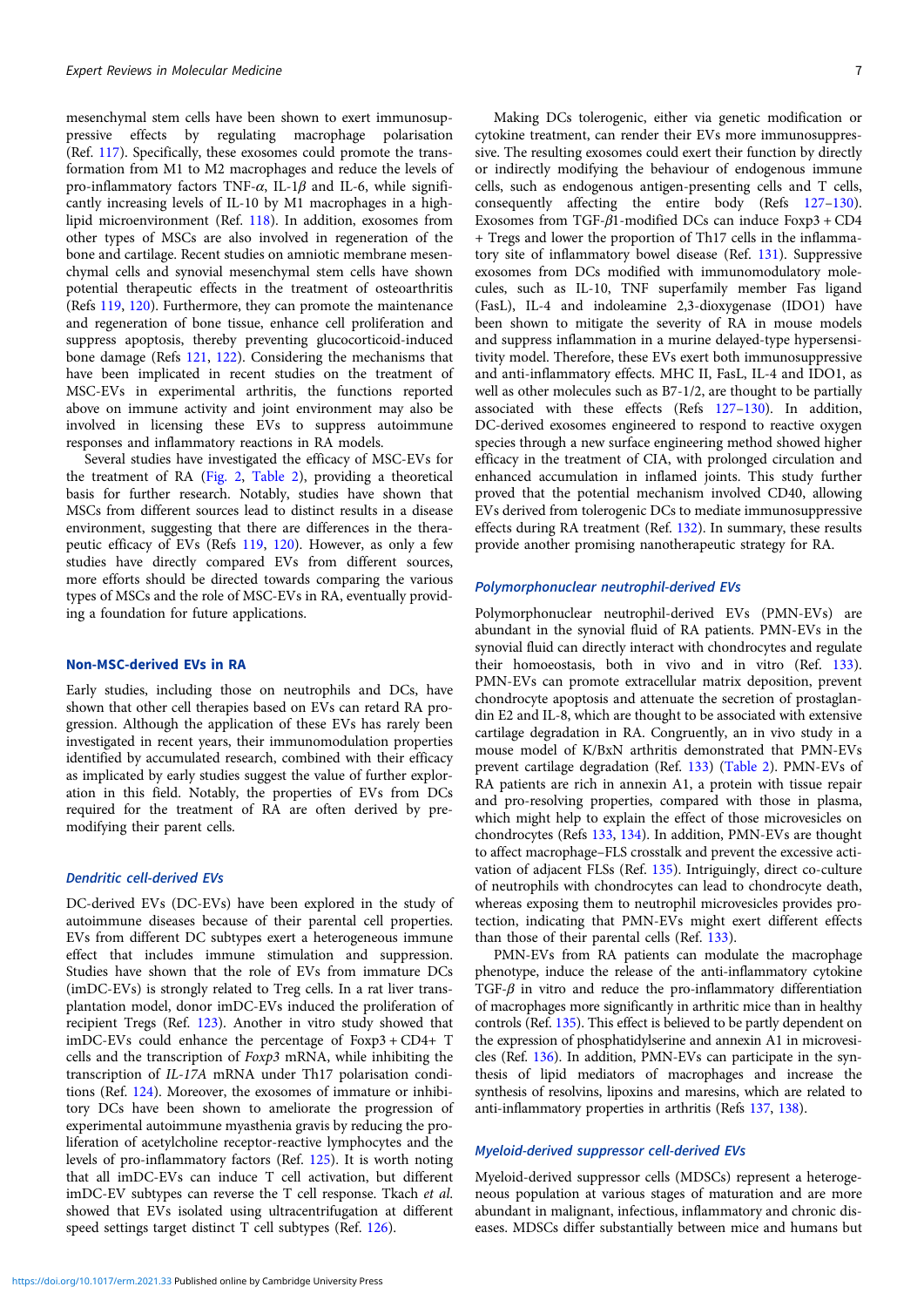mesenchymal stem cells have been shown to exert immunosuppressive effects by regulating macrophage polarisation (Ref. 117). Specifically, these exosomes could promote the transformation from M1 to M2 macrophages and reduce the levels of pro-inflammatory factors TNF-$\alpha$, IL-1$\beta$ and IL-6, while significantly increasing levels of IL-10 by M1 macrophages in a high-lipid microenvironment (Ref. 118). In addition, exosomes from other types of MSCs are also involved in regeneration of the bone and cartilage. Recent studies on amniotic membrane mesenchymal cells and synovial mesenchymal stem cells have shown potential therapeutic effects in the treatment of osteoarthritis (Refs 119, 120). Furthermore, they can promote the maintenance and regeneration of bone tissue, enhance cell proliferation and suppress apoptosis, thereby preventing glucocorticoid-induced bone damage (Refs 121, 122). Considering the mechanisms that have been implicated in recent studies on the treatment of MSC-EVs in experimental arthritis, the functions reported above on immune activity and joint environment may also be involved in licensing these EVs to suppress autoimmune responses and inflammatory reactions in RA models.

Several studies have investigated the efficacy of MSC-EVs for the treatment of RA (Fig. 2, Table 2), providing a theoretical basis for further research. Notably, studies have shown that MSCs from different sources lead to distinct results in a disease environment, suggesting that there are differences in the therapeutic efficacy of EVs (Refs 119, 120). However, as only a few studies have directly compared EVs from different sources, more efforts should be directed towards comparing the various types of MSCs and the role of MSC-EVs in RA, eventually providing a foundation for future applications.

## Non-MSC-derived EVs in RA

Early studies, including those on neutrophils and DCs, have shown that other cell therapies based on EVs can retard RA progression. Although the application of these EVs has rarely been investigated in recent years, their immunomodulation properties identified by accumulated research, combined with their efficacy as implicated by early studies suggest the value of further exploration in this field. Notably, the properties of EVs from DCs required for the treatment of RA are often derived by pre-modifying their parent cells.

### Dendritic cell-derived EVs

DC-derived EVs (DC-EVs) have been explored in the study of autoimmune diseases because of their parental cell properties. EVs from different DC subtypes exert a heterogeneous immune effect that includes immune stimulation and suppression. Studies have shown that the role of EVs from immature DCs (imDC-EVs) is strongly related to Treg cells. In a rat liver transplantation model, donor imDC-EVs induced the proliferation of recipient Tregs (Ref. 123). Another in vitro study showed that imDC-EVs could enhance the percentage of Foxp3 + CD4+ T cells and the transcription of *Foxp3* mRNA, while inhibiting the transcription of *IL-17A* mRNA under Th17 polarisation conditions (Ref. 124). Moreover, the exosomes of immature or inhibitory DCs have been shown to ameliorate the progression of experimental autoimmune myasthenia gravis by reducing the proliferation of acetylcholine receptor-reactive lymphocytes and the levels of pro-inflammatory factors (Ref. 125). It is worth noting that all imDC-EVs can induce T cell activation, but different imDC-EV subtypes can reverse the T cell response. Tkach *et al.* showed that EVs isolated using ultracentrifugation at different speed settings target distinct T cell subtypes (Ref. 126).

Making DCs tolerogenic, either via genetic modification or cytokine treatment, can render their EVs more immunosuppressive. The resulting exosomes could exert their function by directly or indirectly modifying the behaviour of endogenous immune cells, such as endogenous antigen-presenting cells and T cells, consequently affecting the entire body (Refs 127–130). Exosomes from TGF-$\beta$1-modified DCs can induce Foxp3 + CD4 + Tregs and lower the proportion of Th17 cells in the inflammatory site of inflammatory bowel disease (Ref. 131). Suppressive exosomes from DCs modified with immunomodulatory molecules, such as IL-10, TNF superfamily member Fas ligand (FasL), IL-4 and indoleamine 2,3-dioxygenase (IDO1) have been shown to mitigate the severity of RA in mouse models and suppress inflammation in a murine delayed-type hypersensitivity model. Therefore, these EVs exert both immunosuppressive and anti-inflammatory effects. MHC II, FasL, IL-4 and IDO1, as well as other molecules such as B7-1/2, are thought to be partially associated with these effects (Refs 127–130). In addition, DC-derived exosomes engineered to respond to reactive oxygen species through a new surface engineering method showed higher efficacy in the treatment of CIA, with prolonged circulation and enhanced accumulation in inflamed joints. This study further proved that the potential mechanism involved CD40, allowing EVs derived from tolerogenic DCs to mediate immunosuppressive effects during RA treatment (Ref. 132). In summary, these results provide another promising nanotherapeutic strategy for RA.

### Polymorphonuclear neutrophil-derived EVs

Polymorphonuclear neutrophil-derived EVs (PMN-EVs) are abundant in the synovial fluid of RA patients. PMN-EVs in the synovial fluid can directly interact with chondrocytes and regulate their homoeostasis, both in vivo and in vitro (Ref. 133). PMN-EVs can promote extracellular matrix deposition, prevent chondrocyte apoptosis and attenuate the secretion of prostaglandin E2 and IL-8, which are thought to be associated with extensive cartilage degradation in RA. Congruently, an in vivo study in a mouse model of K/BxN arthritis demonstrated that PMN-EVs prevent cartilage degradation (Ref. 133) (Table 2). PMN-EVs of RA patients are rich in annexin A1, a protein with tissue repair and pro-resolving properties, compared with those in plasma, which might help to explain the effect of those microvesicles on chondrocytes (Refs 133, 134). In addition, PMN-EVs are thought to affect macrophage–FLS crosstalk and prevent the excessive activation of adjacent FLSs (Ref. 135). Intriguingly, direct co-culture of neutrophils with chondrocytes can lead to chondrocyte death, whereas exposing them to neutrophil microvesicles provides protection, indicating that PMN-EVs might exert different effects than those of their parental cells (Ref. 133).

PMN-EVs from RA patients can modulate the macrophage phenotype, induce the release of the anti-inflammatory cytokine TGF-$\beta$ in vitro and reduce the pro-inflammatory differentiation of macrophages more significantly in arthritic mice than in healthy controls (Ref. 135). This effect is believed to be partly dependent on the expression of phosphatidylserine and annexin A1 in microvesicles (Ref. 136). In addition, PMN-EVs can participate in the synthesis of lipid mediators of macrophages and increase the synthesis of resolvins, lipoxins and maresins, which are related to anti-inflammatory properties in arthritis (Refs 137, 138).

### Myeloid-derived suppressor cell-derived EVs

Myeloid-derived suppressor cells (MDSCs) represent a heterogeneous population at various stages of maturation and are more abundant in malignant, infectious, inflammatory and chronic diseases. MDSCs differ substantially between mice and humans but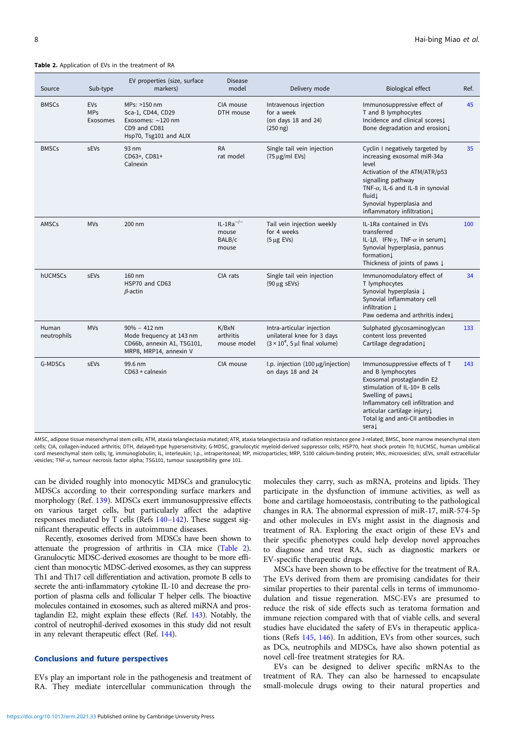**Table 2.** Application of EVs in the treatment of RA

| Source | Sub-type | EV properties (size, surface markers) | Disease model | Delivery mode | Biological effect | Ref. |
|---|---|---|---|---|---|---|
| BMSCs | EVs<br>MPs<br>Exosomes | MPs: >150 nm<br>Sca-1, CD44, CD29<br>Exosomes: ~120 nm<br>CD9 and CD81<br>Hsp70, Tsg101 and ALIX | CIA mouse<br>DTH mouse | Intravenous injection for a week (on days 18 and 24) (250 ng) | Immunosuppressive effect of T and B lymphocytes<br>Incidence and clinical scores↓<br>Bone degradation and erosion↓ | 45 |
| BMSCs | sEVs | 93 nm<br>CD63+, CD81+<br>Calnexin | RA rat model | Single tail vein injection (75 µg/ml EVs) | Cyclin I negatively targeted by increasing exosomal miR-34a level<br>Activation of the ATM/ATR/p53 signalling pathway<br>TNF-$\alpha$, IL-6 and IL-8 in synovial fluid↓<br>Synovial hyperplasia and inflammatory infiltration↓ | 35 |
| AMSCs | MVs | 200 nm | IL-1Ra$^{-/-}$ mouse<br>BALB/c mouse | Tail vein injection weekly for 4 weeks (5 µg EVs) | IL-1Ra contained in EVs transferred<br>IL-1$\beta$, IFN-$\gamma$, TNF-$\alpha$ in serum↓<br>Synovial hyperplasia, pannus formation↓<br>Thickness of joints of paws ↓ | 100 |
| hUCMSCs | sEVs | 160 nm<br>HSP70 and CD63<br>$\beta$-actin | CIA rats | Single tail vein injection (90 µg sEVs) | Immunomodulatory effect of T lymphocytes<br>Synovial hyperplasia ↓<br>Synovial inflammatory cell infiltration ↓<br>Paw oedema and arthritis index↓ | 34 |
| Human neutrophils | MVs | 90% – 412 nm<br>Mode frequency at 143 nm<br>CD66b, annexin A1, TSG101, MRP8, MRP14, annexin V | K/BxN arthritis mouse model | Intra-articular injection unilateral knee for 3 days ($3 \times 10^4$, 5 µl final volume) | Sulphated glycosaminoglycan content loss prevented<br>Cartilage degradation↓ | 133 |
| G-MDSCs | sEVs | 99.6 nm<br>CD63 + calnexin | CIA mouse | I.p. injection (100 µg/injection) on days 18 and 24 | Immunosuppressive effects of T and B lymphocytes<br>Exosomal prostaglandin E2 stimulation of IL-10+ B cells<br>Swelling of paws↓<br>Inflammatory cell infiltration and articular cartilage injury↓<br>Total Ig and anti-CII antibodies in sera↓ | 143 |

AMSC, adipose tissue mesenchymal stem cells; ATM, ataxia telangiectasia mutated; ATR, ataxia telangiectasia and radiation resistance gene 3-related; BMSC, bone marrow mesenchymal stem cells; CIA, collagen-induced arthritis; DTH, delayed-type hypersensitivity; G-MDSC, granulocytic myeloid-derived suppressor cells; HSP70, heat shock protein 70; hUCMSC, human umbilical cord mesenchymal stem cells; Ig, immunoglobulin; IL, interleukin; I.p., intraperitoneal; MP, microparticles; MRP, S100 calcium-binding protein; MVs, microvesicles; sEVs, small extracellular vesicles; TNF-$\alpha$, tumour necrosis factor alpha; TSG101, tumour susceptibility gene 101.

can be divided roughly into monocytic MDSCs and granulocytic MDSCs according to their corresponding surface markers and morphology (Ref. 139). MDSCs exert immunosuppressive effects on various target cells, but particularly affect the adaptive responses mediated by T cells (Refs 140–142). These suggest significant therapeutic effects in autoimmune diseases.

Recently, exosomes derived from MDSCs have been shown to attenuate the progression of arthritis in CIA mice (Table 2). Granulocytic MDSC-derived exosomes are thought to be more efficient than monocytic MDSC-derived exosomes, as they can suppress Th1 and Th17 cell differentiation and activation, promote B cells to secrete the anti-inflammatory cytokine IL-10 and decrease the proportion of plasma cells and follicular T helper cells. The bioactive molecules contained in exosomes, such as altered miRNA and prostaglandin E2, might explain these effects (Ref. 143). Notably, the control of neutrophil-derived exosomes in this study did not result in any relevant therapeutic effect (Ref. 144).

## Conclusions and future perspectives

EVs play an important role in the pathogenesis and treatment of RA. They mediate intercellular communication through the molecules they carry, such as mRNA, proteins and lipids. They participate in the dysfunction of immune activities, as well as bone and cartilage homoeostasis, contributing to the pathological changes in RA. The abnormal expression of miR-17, miR-574-5p and other molecules in EVs might assist in the diagnosis and treatment of RA. Exploring the exact origin of these EVs and their specific phenotypes could help develop novel approaches to diagnose and treat RA, such as diagnostic markers or EV-specific therapeutic drugs.

MSCs have been shown to be effective for the treatment of RA. The EVs derived from them are promising candidates for their similar properties to their parental cells in terms of immunomodulation and tissue regeneration. MSC-EVs are presumed to reduce the risk of side effects such as teratoma formation and immune rejection compared with that of viable cells, and several studies have elucidated the safety of EVs in therapeutic applications (Refs 145, 146). In addition, EVs from other sources, such as DCs, neutrophils and MDSCs, have also shown potential as novel cell-free treatment strategies for RA.

EVs can be designed to deliver specific mRNAs to the treatment of RA. They can also be harnessed to encapsulate small-molecule drugs owing to their natural properties and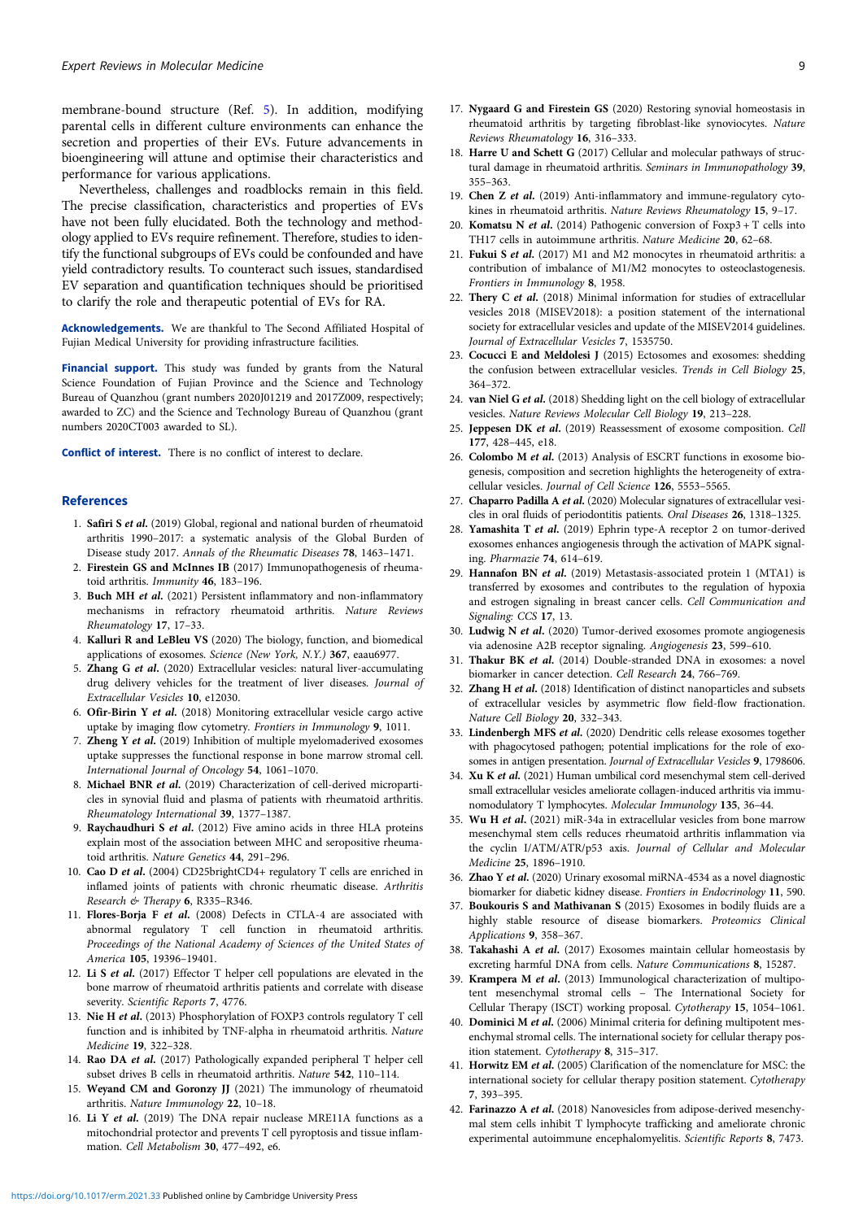membrane-bound structure (Ref. 5). In addition, modifying parental cells in different culture environments can enhance the secretion and properties of their EVs. Future advancements in bioengineering will attune and optimise their characteristics and performance for various applications.

Nevertheless, challenges and roadblocks remain in this field. The precise classification, characteristics and properties of EVs have not been fully elucidated. Both the technology and methodology applied to EVs require refinement. Therefore, studies to identify the functional subgroups of EVs could be confounded and have yield contradictory results. To counteract such issues, standardised EV separation and quantification techniques should be prioritised to clarify the role and therapeutic potential of EVs for RA.

**Acknowledgements.** We are thankful to The Second Affiliated Hospital of Fujian Medical University for providing infrastructure facilities.

**Financial support.** This study was funded by grants from the Natural Science Foundation of Fujian Province and the Science and Technology Bureau of Quanzhou (grant numbers 2020J01219 and 2017Z009, respectively; awarded to ZC) and the Science and Technology Bureau of Quanzhou (grant numbers 2020CT003 awarded to SL).

**Conflict of interest.** There is no conflict of interest to declare.

## References

1. **Safiri S *et al.*** (2019) Global, regional and national burden of rheumatoid arthritis 1990–2017: a systematic analysis of the Global Burden of Disease study 2017. *Annals of the Rheumatic Diseases* **78**, 1463–1471.
2. **Firestein GS and McInnes IB** (2017) Immunopathogenesis of rheumatoid arthritis. *Immunity* **46**, 183–196.
3. **Buch MH *et al.*** (2021) Persistent inflammatory and non-inflammatory mechanisms in refractory rheumatoid arthritis. *Nature Reviews Rheumatology* **17**, 17–33.
4. **Kalluri R and LeBleu VS** (2020) The biology, function, and biomedical applications of exosomes. *Science (New York, N.Y.)* **367**, eaau6977.
5. **Zhang G *et al.*** (2020) Extracellular vesicles: natural liver-accumulating drug delivery vehicles for the treatment of liver diseases. *Journal of Extracellular Vesicles* **10**, e12030.
6. **Ofir-Birin Y *et al.*** (2018) Monitoring extracellular vesicle cargo active uptake by imaging flow cytometry. *Frontiers in Immunology* **9**, 1011.
7. **Zheng Y *et al.*** (2019) Inhibition of multiple myelomaderived exosomes uptake suppresses the functional response in bone marrow stromal cell. *International Journal of Oncology* **54**, 1061–1070.
8. **Michael BNR *et al.*** (2019) Characterization of cell-derived microparticles in synovial fluid and plasma of patients with rheumatoid arthritis. *Rheumatology International* **39**, 1377–1387.
9. **Raychaudhuri S *et al.*** (2012) Five amino acids in three HLA proteins explain most of the association between MHC and seropositive rheumatoid arthritis. *Nature Genetics* **44**, 291–296.
10. **Cao D *et al.*** (2004) CD25brightCD4+ regulatory T cells are enriched in inflamed joints of patients with chronic rheumatic disease. *Arthritis Research & Therapy* **6**, R335–R346.
11. **Flores-Borja F *et al.*** (2008) Defects in CTLA-4 are associated with abnormal regulatory T cell function in rheumatoid arthritis. *Proceedings of the National Academy of Sciences of the United States of America* **105**, 19396–19401.
12. **Li S *et al.*** (2017) Effector T helper cell populations are elevated in the bone marrow of rheumatoid arthritis patients and correlate with disease severity. *Scientific Reports* **7**, 4776.
13. **Nie H *et al.*** (2013) Phosphorylation of FOXP3 controls regulatory T cell function and is inhibited by TNF-alpha in rheumatoid arthritis. *Nature Medicine* **19**, 322–328.
14. **Rao DA *et al.*** (2017) Pathologically expanded peripheral T helper cell subset drives B cells in rheumatoid arthritis. *Nature* **542**, 110–114.
15. **Weyand CM and Goronzy JJ** (2021) The immunology of rheumatoid arthritis. *Nature Immunology* **22**, 10–18.
16. **Li Y *et al.*** (2019) The DNA repair nuclease MRE11A functions as a mitochondrial protector and prevents T cell pyroptosis and tissue inflammation. *Cell Metabolism* **30**, 477–492, e6.
17. **Nygaard G and Firestein GS** (2020) Restoring synovial homeostasis in rheumatoid arthritis by targeting fibroblast-like synoviocytes. *Nature Reviews Rheumatology* **16**, 316–333.
18. **Harre U and Schett G** (2017) Cellular and molecular pathways of structural damage in rheumatoid arthritis. *Seminars in Immunopathology* **39**, 355–363.
19. **Chen Z *et al.*** (2019) Anti-inflammatory and immune-regulatory cytokines in rheumatoid arthritis. *Nature Reviews Rheumatology* **15**, 9–17.
20. **Komatsu N *et al.*** (2014) Pathogenic conversion of Foxp3 + T cells into TH17 cells in autoimmune arthritis. *Nature Medicine* **20**, 62–68.
21. **Fukui S *et al.*** (2017) M1 and M2 monocytes in rheumatoid arthritis: a contribution of imbalance of M1/M2 monocytes to osteoclastogenesis. *Frontiers in Immunology* **8**, 1958.
22. **Thery C *et al.*** (2018) Minimal information for studies of extracellular vesicles 2018 (MISEV2018): a position statement of the international society for extracellular vesicles and update of the MISEV2014 guidelines. *Journal of Extracellular Vesicles* **7**, 1535750.
23. **Cocucci E and Meldolesi J** (2015) Ectosomes and exosomes: shedding the confusion between extracellular vesicles. *Trends in Cell Biology* **25**, 364–372.
24. **van Niel G *et al.*** (2018) Shedding light on the cell biology of extracellular vesicles. *Nature Reviews Molecular Cell Biology* **19**, 213–228.
25. **Jeppesen DK *et al.*** (2019) Reassessment of exosome composition. *Cell* **177**, 428–445, e18.
26. **Colombo M *et al.*** (2013) Analysis of ESCRT functions in exosome biogenesis, composition and secretion highlights the heterogeneity of extracellular vesicles. *Journal of Cell Science* **126**, 5553–5565.
27. **Chaparro Padilla A *et al.*** (2020) Molecular signatures of extracellular vesicles in oral fluids of periodontitis patients. *Oral Diseases* **26**, 1318–1325.
28. **Yamashita T *et al.*** (2019) Ephrin type-A receptor 2 on tumor-derived exosomes enhances angiogenesis through the activation of MAPK signaling. *Pharmazie* **74**, 614–619.
29. **Hannafon BN *et al.*** (2019) Metastasis-associated protein 1 (MTA1) is transferred by exosomes and contributes to the regulation of hypoxia and estrogen signaling in breast cancer cells. *Cell Communication and Signaling: CCS* **17**, 13.
30. **Ludwig N *et al.*** (2020) Tumor-derived exosomes promote angiogenesis via adenosine A2B receptor signaling. *Angiogenesis* **23**, 599–610.
31. **Thakur BK *et al.*** (2014) Double-stranded DNA in exosomes: a novel biomarker in cancer detection. *Cell Research* **24**, 766–769.
32. **Zhang H *et al.*** (2018) Identification of distinct nanoparticles and subsets of extracellular vesicles by asymmetric flow field-flow fractionation. *Nature Cell Biology* **20**, 332–343.
33. **Lindenbergh MFS *et al.*** (2020) Dendritic cells release exosomes together with phagocytosed pathogen; potential implications for the role of exosomes in antigen presentation. *Journal of Extracellular Vesicles* **9**, 1798606.
34. **Xu K *et al.*** (2021) Human umbilical cord mesenchymal stem cell-derived small extracellular vesicles ameliorate collagen-induced arthritis via immunomodulatory T lymphocytes. *Molecular Immunology* **135**, 36–44.
35. **Wu H *et al.*** (2021) miR-34a in extracellular vesicles from bone marrow mesenchymal stem cells reduces rheumatoid arthritis inflammation via the cyclin I/ATM/ATR/p53 axis. *Journal of Cellular and Molecular Medicine* **25**, 1896–1910.
36. **Zhao Y *et al.*** (2020) Urinary exosomal miRNA-4534 as a novel diagnostic biomarker for diabetic kidney disease. *Frontiers in Endocrinology* **11**, 590.
37. **Boukouris S and Mathivanan S** (2015) Exosomes in bodily fluids are a highly stable resource of disease biomarkers. *Proteomics Clinical Applications* **9**, 358–367.
38. **Takahashi A *et al.*** (2017) Exosomes maintain cellular homeostasis by excreting harmful DNA from cells. *Nature Communications* **8**, 15287.
39. **Krampera M *et al.*** (2013) Immunological characterization of multipotent mesenchymal stromal cells – The International Society for Cellular Therapy (ISCT) working proposal. *Cytotherapy* **15**, 1054–1061.
40. **Dominici M *et al.*** (2006) Minimal criteria for defining multipotent mesenchymal stromal cells. The international society for cellular therapy position statement. *Cytotherapy* **8**, 315–317.
41. **Horwitz EM *et al.*** (2005) Clarification of the nomenclature for MSC: the international society for cellular therapy position statement. *Cytotherapy* **7**, 393–395.
42. **Farinazzo A *et al.*** (2018) Nanovesicles from adipose-derived mesenchymal stem cells inhibit T lymphocyte trafficking and ameliorate chronic experimental autoimmune encephalomyelitis. *Scientific Reports* **8**, 7473.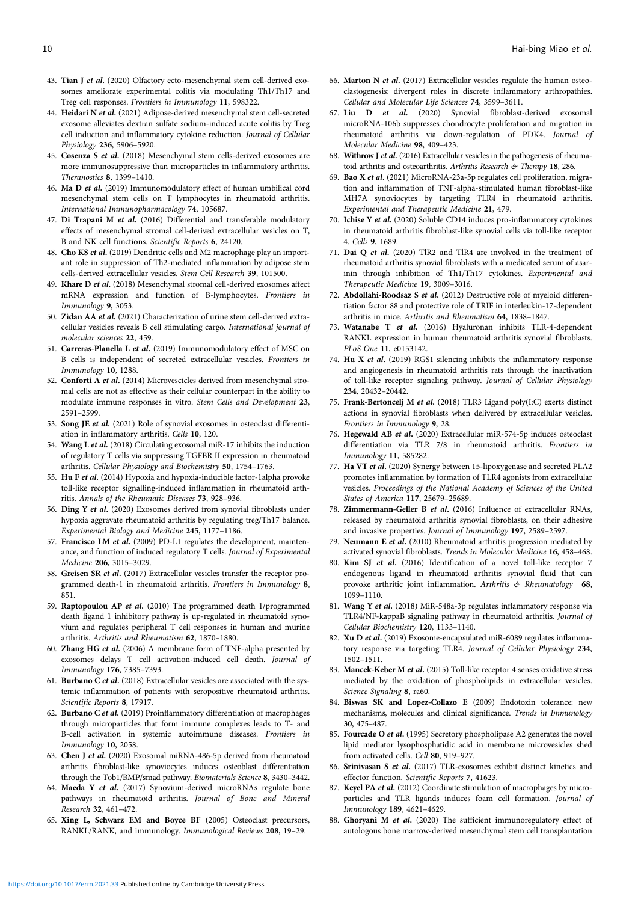43. **Tian J *et al.*** (2020) Olfactory ecto-mesenchymal stem cell-derived exosomes ameliorate experimental colitis via modulating Th1/Th17 and Treg cell responses. *Frontiers in Immunology* **11**, 598322.
44. **Heidari N *et al.*** (2021) Adipose-derived mesenchymal stem cell-secreted exosome alleviates dextran sulfate sodium-induced acute colitis by Treg cell induction and inflammatory cytokine reduction. *Journal of Cellular Physiology* **236**, 5906–5920.
45. **Cosenza S *et al.*** (2018) Mesenchymal stem cells-derived exosomes are more immunosuppressive than microparticles in inflammatory arthritis. *Theranostics* **8**, 1399–1410.
46. **Ma D *et al.*** (2019) Immunomodulatory effect of human umbilical cord mesenchymal stem cells on T lymphocytes in rheumatoid arthritis. *International Immunopharmacology* **74**, 105687.
47. **Di Trapani M *et al.*** (2016) Differential and transferable modulatory effects of mesenchymal stromal cell-derived extracellular vesicles on T, B and NK cell functions. *Scientific Reports* **6**, 24120.
48. **Cho KS *et al.*** (2019) Dendritic cells and M2 macrophage play an important role in suppression of Th2-mediated inflammation by adipose stem cells-derived extracellular vesicles. *Stem Cell Research* **39**, 101500.
49. **Khare D *et al.*** (2018) Mesenchymal stromal cell-derived exosomes affect mRNA expression and function of B-lymphocytes. *Frontiers in Immunology* **9**, 3053.
50. **Zidan AA *et al.*** (2021) Characterization of urine stem cell-derived extracellular vesicles reveals B cell stimulating cargo. *International journal of molecular sciences* **22**, 459.
51. **Carreras-Planella L *et al.*** (2019) Immunomodulatory effect of MSC on B cells is independent of secreted extracellular vesicles. *Frontiers in Immunology* **10**, 1288.
52. **Conforti A *et al.*** (2014) Microvescicles derived from mesenchymal stromal cells are not as effective as their cellular counterpart in the ability to modulate immune responses in vitro. *Stem Cells and Development* **23**, 2591–2599.
53. **Song JE *et al.*** (2021) Role of synovial exosomes in osteoclast differentiation in inflammatory arthritis. *Cells* **10**, 120.
54. **Wang L *et al.*** (2018) Circulating exosomal miR-17 inhibits the induction of regulatory T cells via suppressing TGFBR II expression in rheumatoid arthritis. *Cellular Physiology and Biochemistry* **50**, 1754–1763.
55. **Hu F *et al.*** (2014) Hypoxia and hypoxia-inducible factor-1alpha provoke toll-like receptor signalling-induced inflammation in rheumatoid arthritis. *Annals of the Rheumatic Diseases* **73**, 928–936.
56. **Ding Y *et al.*** (2020) Exosomes derived from synovial fibroblasts under hypoxia aggravate rheumatoid arthritis by regulating treg/Th17 balance. *Experimental Biology and Medicine* **245**, 1177–1186.
57. **Francisco LM *et al.*** (2009) PD-L1 regulates the development, maintenance, and function of induced regulatory T cells. *Journal of Experimental Medicine* **206**, 3015–3029.
58. **Greisen SR *et al.*** (2017) Extracellular vesicles transfer the receptor programmed death-1 in rheumatoid arthritis. *Frontiers in Immunology* **8**, 851.
59. **Raptopoulou AP *et al.*** (2010) The programmed death 1/programmed death ligand 1 inhibitory pathway is up-regulated in rheumatoid synovium and regulates peripheral T cell responses in human and murine arthritis. *Arthritis and Rheumatism* **62**, 1870–1880.
60. **Zhang HG *et al.*** (2006) A membrane form of TNF-alpha presented by exosomes delays T cell activation-induced cell death. *Journal of Immunology* **176**, 7385–7393.
61. **Burbano C *et al.*** (2018) Extracellular vesicles are associated with the systemic inflammation of patients with seropositive rheumatoid arthritis. *Scientific Reports* **8**, 17917.
62. **Burbano C *et al.*** (2019) Proinflammatory differentiation of macrophages through microparticles that form immune complexes leads to T- and B-cell activation in systemic autoimmune diseases. *Frontiers in Immunology* **10**, 2058.
63. **Chen J *et al.*** (2020) Exosomal miRNA-486-5p derived from rheumatoid arthritis fibroblast-like synoviocytes induces osteoblast differentiation through the Tob1/BMP/smad pathway. *Biomaterials Science* **8**, 3430–3442.
64. **Maeda Y *et al.*** (2017) Synovium-derived microRNAs regulate bone pathways in rheumatoid arthritis. *Journal of Bone and Mineral Research* **32**, 461–472.
65. **Xing L, Schwarz EM and Boyce BF** (2005) Osteoclast precursors, RANKL/RANK, and immunology. *Immunological Reviews* **208**, 19–29.
66. **Marton N *et al.*** (2017) Extracellular vesicles regulate the human osteoclastogenesis: divergent roles in discrete inflammatory arthropathies. *Cellular and Molecular Life Sciences* **74**, 3599–3611.
67. **Liu D *et al.*** (2020) Synovial fibroblast-derived exosomal microRNA-106b suppresses chondrocyte proliferation and migration in rheumatoid arthritis via down-regulation of PDK4. *Journal of Molecular Medicine* **98**, 409–423.
68. **Withrow J *et al.*** (2016) Extracellular vesicles in the pathogenesis of rheumatoid arthritis and osteoarthritis. *Arthritis Research & Therapy* **18**, 286.
69. **Bao X *et al.*** (2021) MicroRNA-23a-5p regulates cell proliferation, migration and inflammation of TNF-alpha-stimulated human fibroblast-like MH7A synoviocytes by targeting TLR4 in rheumatoid arthritis. *Experimental and Therapeutic Medicine* **21**, 479.
70. **Ichise Y *et al.*** (2020) Soluble CD14 induces pro-inflammatory cytokines in rheumatoid arthritis fibroblast-like synovial cells via toll-like receptor 4. *Cells* **9**, 1689.
71. **Dai Q *et al.*** (2020) TlR2 and TlR4 are involved in the treatment of rheumatoid arthritis synovial fibroblasts with a medicated serum of asarinin through inhibition of Th1/Th17 cytokines. *Experimental and Therapeutic Medicine* **19**, 3009–3016.
72. **Abdollahi-Roodsaz S *et al.*** (2012) Destructive role of myeloid differentiation factor 88 and protective role of TRIF in interleukin-17-dependent arthritis in mice. *Arthritis and Rheumatism* **64**, 1838–1847.
73. **Watanabe T *et al.*** (2016) Hyaluronan inhibits TLR-4-dependent RANKL expression in human rheumatoid arthritis synovial fibroblasts. *PLoS One* **11**, e0153142.
74. **Hu X *et al.*** (2019) RGS1 silencing inhibits the inflammatory response and angiogenesis in rheumatoid arthritis rats through the inactivation of toll-like receptor signaling pathway. *Journal of Cellular Physiology* **234**, 20432–20442.
75. **Frank-Bertoncelj M *et al.*** (2018) TLR3 Ligand poly(I:C) exerts distinct actions in synovial fibroblasts when delivered by extracellular vesicles. *Frontiers in Immunology* **9**, 28.
76. **Hegewald AB *et al.*** (2020) Extracellular miR-574-5p induces osteoclast differentiation via TLR 7/8 in rheumatoid arthritis. *Frontiers in Immunology* **11**, 585282.
77. **Ha VT *et al.*** (2020) Synergy between 15-lipoxygenase and secreted PLA2 promotes inflammation by formation of TLR4 agonists from extracellular vesicles. *Proceedings of the National Academy of Sciences of the United States of America* **117**, 25679–25689.
78. **Zimmermann-Geller B *et al.*** (2016) Influence of extracellular RNAs, released by rheumatoid arthritis synovial fibroblasts, on their adhesive and invasive properties. *Journal of Immunology* **197**, 2589–2597.
79. **Neumann E *et al.*** (2010) Rheumatoid arthritis progression mediated by activated synovial fibroblasts. *Trends in Molecular Medicine* **16**, 458–468.
80. **Kim SJ *et al.*** (2016) Identification of a novel toll-like receptor 7 endogenous ligand in rheumatoid arthritis synovial fluid that can provoke arthritic joint inflammation. *Arthritis & Rheumatology* **68**, 1099–1110.
81. **Wang Y *et al.*** (2018) MiR-548a-3p regulates inflammatory response via TLR4/NF-kappaB signaling pathway in rheumatoid arthritis. *Journal of Cellular Biochemistry* **120**, 1133–1140.
82. **Xu D *et al.*** (2019) Exosome-encapsulated miR-6089 regulates inflammatory response via targeting TLR4. *Journal of Cellular Physiology* **234**, 1502–1511.
83. **Mancek-Keber M *et al.*** (2015) Toll-like receptor 4 senses oxidative stress mediated by the oxidation of phospholipids in extracellular vesicles. *Science Signaling* **8**, ra60.
84. **Biswas SK and Lopez-Collazo E** (2009) Endotoxin tolerance: new mechanisms, molecules and clinical significance. *Trends in Immunology* **30**, 475–487.
85. **Fourcade O *et al.*** (1995) Secretory phospholipase A2 generates the novel lipid mediator lysophosphatidic acid in membrane microvesicles shed from activated cells. *Cell* **80**, 919–927.
86. **Srinivasan S *et al.*** (2017) TLR-exosomes exhibit distinct kinetics and effector function. *Scientific Reports* **7**, 41623.
87. **Keyel PA *et al.*** (2012) Coordinate stimulation of macrophages by microparticles and TLR ligands induces foam cell formation. *Journal of Immunology* **189**, 4621–4629.
88. **Ghoryani M *et al.*** (2020) The sufficient immunoregulatory effect of autologous bone marrow-derived mesenchymal stem cell transplantation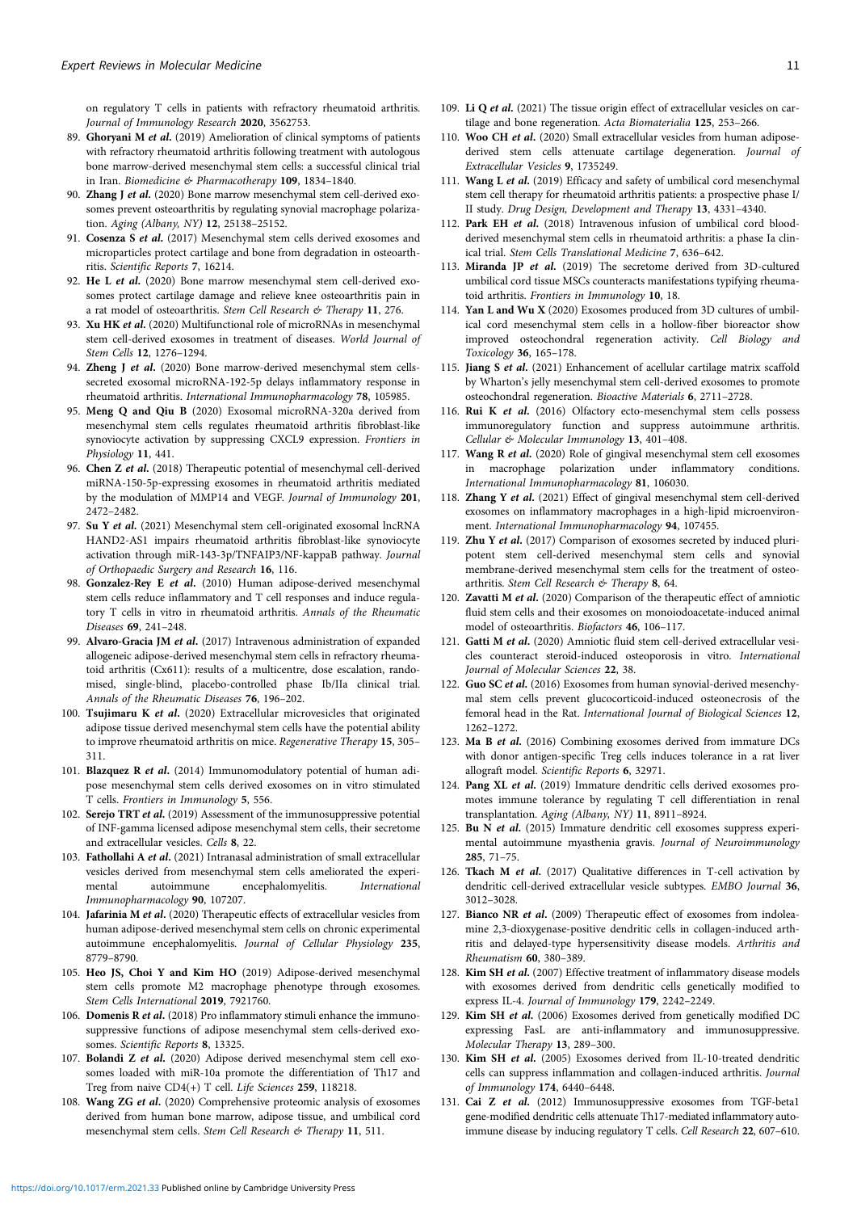on regulatory T cells in patients with refractory rheumatoid arthritis. *Journal of Immunology Research* **2020**, 3562753.

89. **Ghoryani M *et al.*** (2019) Amelioration of clinical symptoms of patients with refractory rheumatoid arthritis following treatment with autologous bone marrow-derived mesenchymal stem cells: a successful clinical trial in Iran. *Biomedicine & Pharmacotherapy* **109**, 1834–1840.
90. **Zhang J *et al.*** (2020) Bone marrow mesenchymal stem cell-derived exosomes prevent osteoarthritis by regulating synovial macrophage polarization. *Aging (Albany, NY)* **12**, 25138–25152.
91. **Cosenza S *et al.*** (2017) Mesenchymal stem cells derived exosomes and microparticles protect cartilage and bone from degradation in osteoarthritis. *Scientific Reports* **7**, 16214.
92. **He L *et al.*** (2020) Bone marrow mesenchymal stem cell-derived exosomes protect cartilage damage and relieve knee osteoarthritis pain in a rat model of osteoarthritis. *Stem Cell Research & Therapy* **11**, 276.
93. **Xu HK *et al.*** (2020) Multifunctional role of microRNAs in mesenchymal stem cell-derived exosomes in treatment of diseases. *World Journal of Stem Cells* **12**, 1276–1294.
94. **Zheng J *et al.*** (2020) Bone marrow-derived mesenchymal stem cells-secreted exosomal microRNA-192-5p delays inflammatory response in rheumatoid arthritis. *International Immunopharmacology* **78**, 105985.
95. **Meng Q and Qiu B** (2020) Exosomal microRNA-320a derived from mesenchymal stem cells regulates rheumatoid arthritis fibroblast-like synoviocyte activation by suppressing CXCL9 expression. *Frontiers in Physiology* **11**, 441.
96. **Chen Z *et al.*** (2018) Therapeutic potential of mesenchymal cell-derived miRNA-150-5p-expressing exosomes in rheumatoid arthritis mediated by the modulation of MMP14 and VEGF. *Journal of Immunology* **201**, 2472–2482.
97. **Su Y *et al.*** (2021) Mesenchymal stem cell-originated exosomal lncRNA HAND2-AS1 impairs rheumatoid arthritis fibroblast-like synoviocyte activation through miR-143-3p/TNFAIP3/NF-kappaB pathway. *Journal of Orthopaedic Surgery and Research* **16**, 116.
98. **Gonzalez-Rey E *et al.*** (2010) Human adipose-derived mesenchymal stem cells reduce inflammatory and T cell responses and induce regulatory T cells in vitro in rheumatoid arthritis. *Annals of the Rheumatic Diseases* **69**, 241–248.
99. **Alvaro-Gracia JM *et al.*** (2017) Intravenous administration of expanded allogeneic adipose-derived mesenchymal stem cells in refractory rheumatoid arthritis (Cx611): results of a multicentre, dose escalation, randomised, single-blind, placebo-controlled phase Ib/IIa clinical trial. *Annals of the Rheumatic Diseases* **76**, 196–202.
100. **Tsujimaru K *et al.*** (2020) Extracellular microvesicles that originated adipose tissue derived mesenchymal stem cells have the potential ability to improve rheumatoid arthritis on mice. *Regenerative Therapy* **15**, 305–311.
101. **Blazquez R *et al.*** (2014) Immunomodulatory potential of human adipose mesenchymal stem cells derived exosomes on in vitro stimulated T cells. *Frontiers in Immunology* **5**, 556.
102. **Serejo TRT *et al.*** (2019) Assessment of the immunosuppressive potential of INF-gamma licensed adipose mesenchymal stem cells, their secretome and extracellular vesicles. *Cells* **8**, 22.
103. **Fathollahi A *et al.*** (2021) Intranasal administration of small extracellular vesicles derived from mesenchymal stem cells ameliorated the experimental autoimmune encephalomyelitis. *International Immunopharmacology* **90**, 107207.
104. **Jafarinia M *et al.*** (2020) Therapeutic effects of extracellular vesicles from human adipose-derived mesenchymal stem cells on chronic experimental autoimmune encephalomyelitis. *Journal of Cellular Physiology* **235**, 8779–8790.
105. **Heo JS, Choi Y and Kim HO** (2019) Adipose-derived mesenchymal stem cells promote M2 macrophage phenotype through exosomes. *Stem Cells International* **2019**, 7921760.
106. **Domenis R *et al.*** (2018) Pro inflammatory stimuli enhance the immunosuppressive functions of adipose mesenchymal stem cells-derived exosomes. *Scientific Reports* **8**, 13325.
107. **Bolandi Z *et al.*** (2020) Adipose derived mesenchymal stem cell exosomes loaded with miR-10a promote the differentiation of Th17 and Treg from naive CD4(+) T cell. *Life Sciences* **259**, 118218.
108. **Wang ZG *et al.*** (2020) Comprehensive proteomic analysis of exosomes derived from human bone marrow, adipose tissue, and umbilical cord mesenchymal stem cells. *Stem Cell Research & Therapy* **11**, 511.
109. **Li Q *et al.*** (2021) The tissue origin effect of extracellular vesicles on cartilage and bone regeneration. *Acta Biomaterialia* **125**, 253–266.
110. **Woo CH *et al.*** (2020) Small extracellular vesicles from human adipose-derived stem cells attenuate cartilage degeneration. *Journal of Extracellular Vesicles* **9**, 1735249.
111. **Wang L *et al.*** (2019) Efficacy and safety of umbilical cord mesenchymal stem cell therapy for rheumatoid arthritis patients: a prospective phase I/II study. *Drug Design, Development and Therapy* **13**, 4331–4340.
112. **Park EH *et al.*** (2018) Intravenous infusion of umbilical cord blood-derived mesenchymal stem cells in rheumatoid arthritis: a phase Ia clinical trial. *Stem Cells Translational Medicine* **7**, 636–642.
113. **Miranda JP *et al.*** (2019) The secretome derived from 3D-cultured umbilical cord tissue MSCs counteracts manifestations typifying rheumatoid arthritis. *Frontiers in Immunology* **10**, 18.
114. **Yan L and Wu X** (2020) Exosomes produced from 3D cultures of umbilical cord mesenchymal stem cells in a hollow-fiber bioreactor show improved osteochondral regeneration activity. *Cell Biology and Toxicology* **36**, 165–178.
115. **Jiang S *et al.*** (2021) Enhancement of acellular cartilage matrix scaffold by Wharton's jelly mesenchymal stem cell-derived exosomes to promote osteochondral regeneration. *Bioactive Materials* **6**, 2711–2728.
116. **Rui K *et al.*** (2016) Olfactory ecto-mesenchymal stem cells possess immunoregulatory function and suppress autoimmune arthritis. *Cellular & Molecular Immunology* **13**, 401–408.
117. **Wang R *et al.*** (2020) Role of gingival mesenchymal stem cell exosomes in macrophage polarization under inflammatory conditions. *International Immunopharmacology* **81**, 106030.
118. **Zhang Y *et al.*** (2021) Effect of gingival mesenchymal stem cell-derived exosomes on inflammatory macrophages in a high-lipid microenvironment. *International Immunopharmacology* **94**, 107455.
119. **Zhu Y *et al.*** (2017) Comparison of exosomes secreted by induced pluripotent stem cell-derived mesenchymal stem cells and synovial membrane-derived mesenchymal stem cells for the treatment of osteoarthritis. *Stem Cell Research & Therapy* **8**, 64.
120. **Zavatti M *et al.*** (2020) Comparison of the therapeutic effect of amniotic fluid stem cells and their exosomes on monoiodoacetate-induced animal model of osteoarthritis. *Biofactors* **46**, 106–117.
121. **Gatti M *et al.*** (2020) Amniotic fluid stem cell-derived extracellular vesicles counteract steroid-induced osteoporosis in vitro. *International Journal of Molecular Sciences* **22**, 38.
122. **Guo SC *et al.*** (2016) Exosomes from human synovial-derived mesenchymal stem cells prevent glucocorticoid-induced osteonecrosis of the femoral head in the Rat. *International Journal of Biological Sciences* **12**, 1262–1272.
123. **Ma B *et al.*** (2016) Combining exosomes derived from immature DCs with donor antigen-specific Treg cells induces tolerance in a rat liver allograft model. *Scientific Reports* **6**, 32971.
124. **Pang XL *et al.*** (2019) Immature dendritic cells derived exosomes promotes immune tolerance by regulating T cell differentiation in renal transplantation. *Aging (Albany, NY)* **11**, 8911–8924.
125. **Bu N *et al.*** (2015) Immature dendritic cell exosomes suppress experimental autoimmune myasthenia gravis. *Journal of Neuroimmunology* **285**, 71–75.
126. **Tkach M *et al.*** (2017) Qualitative differences in T-cell activation by dendritic cell-derived extracellular vesicle subtypes. *EMBO Journal* **36**, 3012–3028.
127. **Bianco NR *et al.*** (2009) Therapeutic effect of exosomes from indoleamine 2,3-dioxygenase-positive dendritic cells in collagen-induced arthritis and delayed-type hypersensitivity disease models. *Arthritis and Rheumatism* **60**, 380–389.
128. **Kim SH *et al.*** (2007) Effective treatment of inflammatory disease models with exosomes derived from dendritic cells genetically modified to express IL-4. *Journal of Immunology* **179**, 2242–2249.
129. **Kim SH *et al.*** (2006) Exosomes derived from genetically modified DC expressing FasL are anti-inflammatory and immunosuppressive. *Molecular Therapy* **13**, 289–300.
130. **Kim SH *et al.*** (2005) Exosomes derived from IL-10-treated dendritic cells can suppress inflammation and collagen-induced arthritis. *Journal of Immunology* **174**, 6440–6448.
131. **Cai Z *et al.*** (2012) Immunosuppressive exosomes from TGF-beta1 gene-modified dendritic cells attenuate Th17-mediated inflammatory autoimmune disease by inducing regulatory T cells. *Cell Research* **22**, 607–610.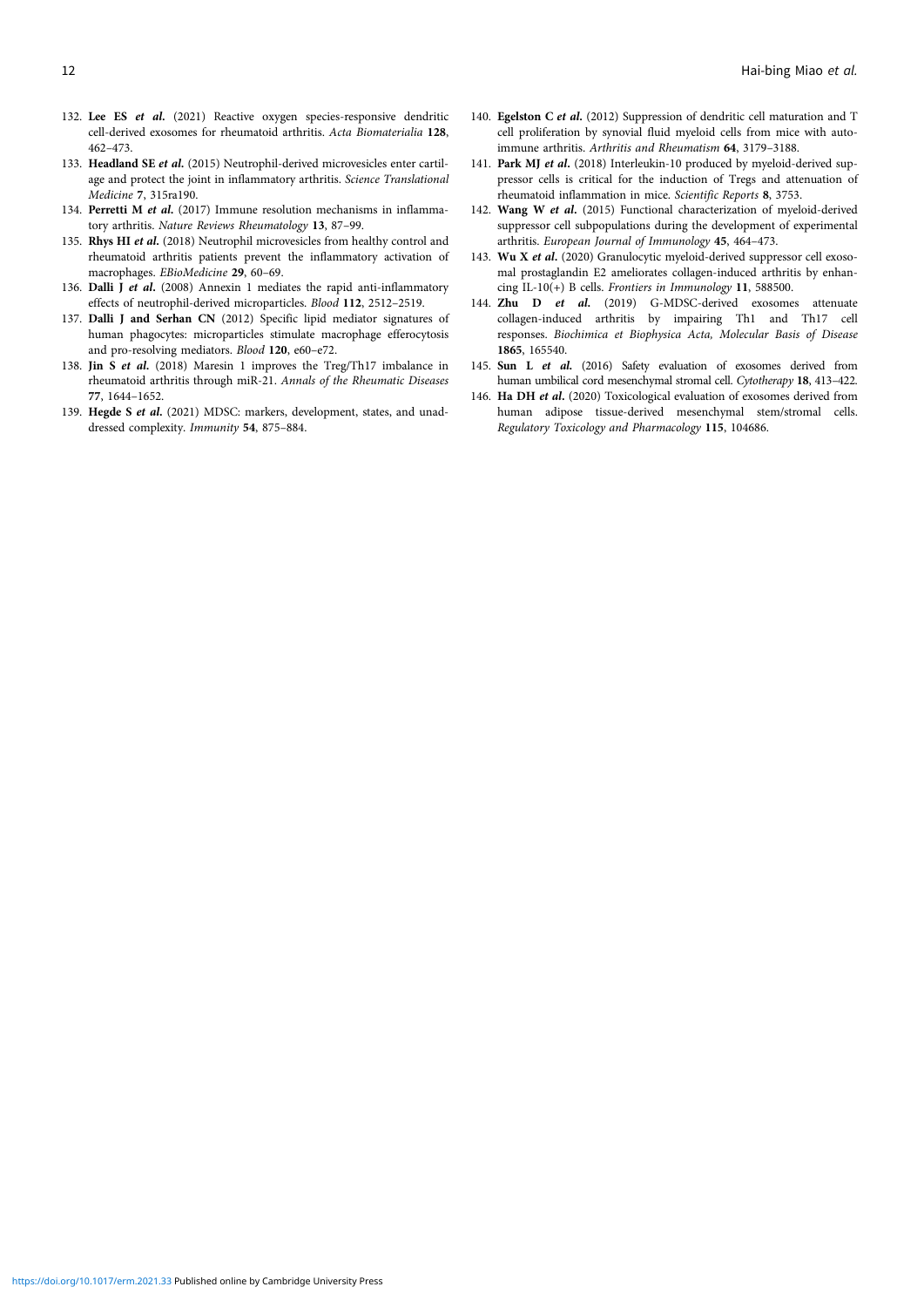132. **Lee ES *et al.*** (2021) Reactive oxygen species-responsive dendritic cell-derived exosomes for rheumatoid arthritis. *Acta Biomaterialia* **128**, 462–473.
133. **Headland SE *et al.*** (2015) Neutrophil-derived microvesicles enter cartilage and protect the joint in inflammatory arthritis. *Science Translational Medicine* **7**, 315ra190.
134. **Perretti M *et al.*** (2017) Immune resolution mechanisms in inflammatory arthritis. *Nature Reviews Rheumatology* **13**, 87–99.
135. **Rhys HI *et al.*** (2018) Neutrophil microvesicles from healthy control and rheumatoid arthritis patients prevent the inflammatory activation of macrophages. *EBioMedicine* **29**, 60–69.
136. **Dalli J *et al*.** (2008) Annexin 1 mediates the rapid anti-inflammatory effects of neutrophil-derived microparticles. *Blood* **112**, 2512–2519.
137. **Dalli J and Serhan CN** (2012) Specific lipid mediator signatures of human phagocytes: microparticles stimulate macrophage efferocytosis and pro-resolving mediators. *Blood* **120**, e60–e72.
138. **Jin S *et al.*** (2018) Maresin 1 improves the Treg/Th17 imbalance in rheumatoid arthritis through miR-21. *Annals of the Rheumatic Diseases* **77**, 1644–1652.
139. **Hegde S *et al.*** (2021) MDSC: markers, development, states, and unaddressed complexity. *Immunity* **54**, 875–884.
140. **Egelston C *et al.*** (2012) Suppression of dendritic cell maturation and T cell proliferation by synovial fluid myeloid cells from mice with autoimmune arthritis. *Arthritis and Rheumatism* **64**, 3179–3188.
141. **Park MJ *et al*.** (2018) Interleukin-10 produced by myeloid-derived suppressor cells is critical for the induction of Tregs and attenuation of rheumatoid inflammation in mice. *Scientific Reports* **8**, 3753.
142. **Wang W *et al*.** (2015) Functional characterization of myeloid-derived suppressor cell subpopulations during the development of experimental arthritis. *European Journal of Immunology* **45**, 464–473.
143. **Wu X *et al*.** (2020) Granulocytic myeloid-derived suppressor cell exosomal prostaglandin E2 ameliorates collagen-induced arthritis by enhancing IL-10(+) B cells. *Frontiers in Immunology* **11**, 588500.
144. **Zhu D *et al.*** (2019) G-MDSC-derived exosomes attenuate collagen-induced arthritis by impairing Th1 and Th17 cell responses. *Biochimica et Biophysica Acta, Molecular Basis of Disease* **1865**, 165540.
145. **Sun L *et al.*** (2016) Safety evaluation of exosomes derived from human umbilical cord mesenchymal stromal cell. *Cytotherapy* **18**, 413–422.
146. **Ha DH *et al.*** (2020) Toxicological evaluation of exosomes derived from human adipose tissue-derived mesenchymal stem/stromal cells. *Regulatory Toxicology and Pharmacology* **115**, 104686.